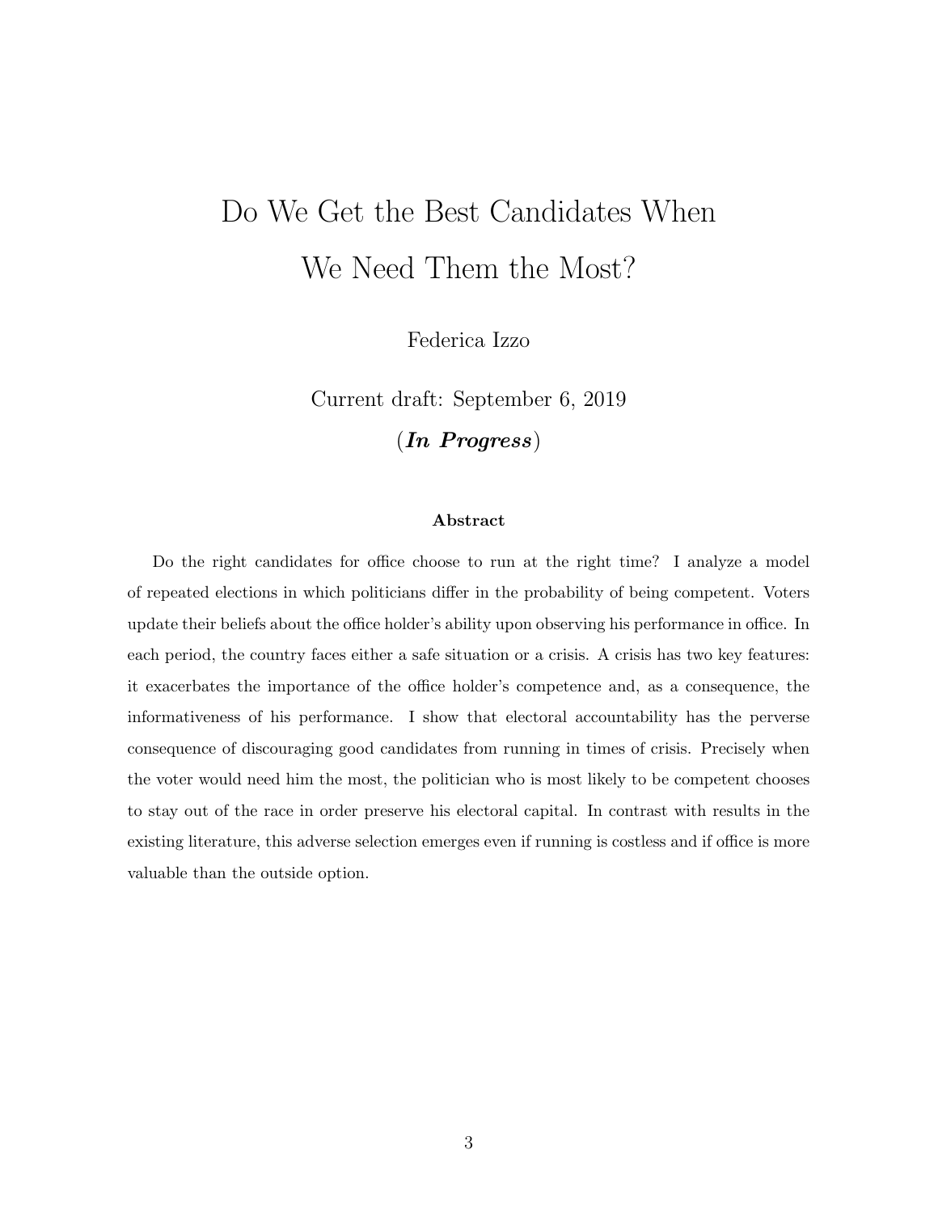# Do We Get the Best Candidates When We Need Them the Most?

Federica Izzo

Current draft: September 6, 2019

(***In Progress***)

### Abstract

Do the right candidates for office choose to run at the right time? I analyze a model of repeated elections in which politicians differ in the probability of being competent. Voters update their beliefs about the office holder's ability upon observing his performance in office. In each period, the country faces either a safe situation or a crisis. A crisis has two key features: it exacerbates the importance of the office holder's competence and, as a consequence, the informativeness of his performance. I show that electoral accountability has the perverse consequence of discouraging good candidates from running in times of crisis. Precisely when the voter would need him the most, the politician who is most likely to be competent chooses to stay out of the race in order preserve his electoral capital. In contrast with results in the existing literature, this adverse selection emerges even if running is costless and if office is more valuable than the outside option.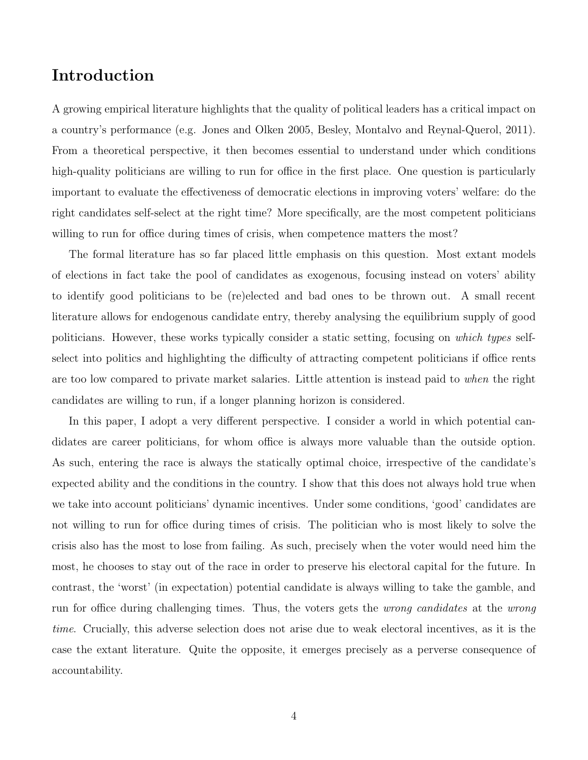# Introduction

A growing empirical literature highlights that the quality of political leaders has a critical impact on a country's performance (e.g. Jones and Olken 2005, Besley, Montalvo and Reynal-Querol, 2011). From a theoretical perspective, it then becomes essential to understand under which conditions high-quality politicians are willing to run for office in the first place. One question is particularly important to evaluate the effectiveness of democratic elections in improving voters' welfare: do the right candidates self-select at the right time? More specifically, are the most competent politicians willing to run for office during times of crisis, when competence matters the most?

The formal literature has so far placed little emphasis on this question. Most extant models of elections in fact take the pool of candidates as exogenous, focusing instead on voters' ability to identify good politicians to be (re)elected and bad ones to be thrown out. A small recent literature allows for endogenous candidate entry, thereby analysing the equilibrium supply of good politicians. However, these works typically consider a static setting, focusing on *which types* self-select into politics and highlighting the difficulty of attracting competent politicians if office rents are too low compared to private market salaries. Little attention is instead paid to *when* the right candidates are willing to run, if a longer planning horizon is considered.

In this paper, I adopt a very different perspective. I consider a world in which potential candidates are career politicians, for whom office is always more valuable than the outside option. As such, entering the race is always the statically optimal choice, irrespective of the candidate's expected ability and the conditions in the country. I show that this does not always hold true when we take into account politicians' dynamic incentives. Under some conditions, 'good' candidates are not willing to run for office during times of crisis. The politician who is most likely to solve the crisis also has the most to lose from failing. As such, precisely when the voter would need him the most, he chooses to stay out of the race in order to preserve his electoral capital for the future. In contrast, the 'worst' (in expectation) potential candidate is always willing to take the gamble, and run for office during challenging times. Thus, the voters gets the *wrong candidates* at the *wrong time*. Crucially, this adverse selection does not arise due to weak electoral incentives, as it is the case the extant literature. Quite the opposite, it emerges precisely as a perverse consequence of accountability.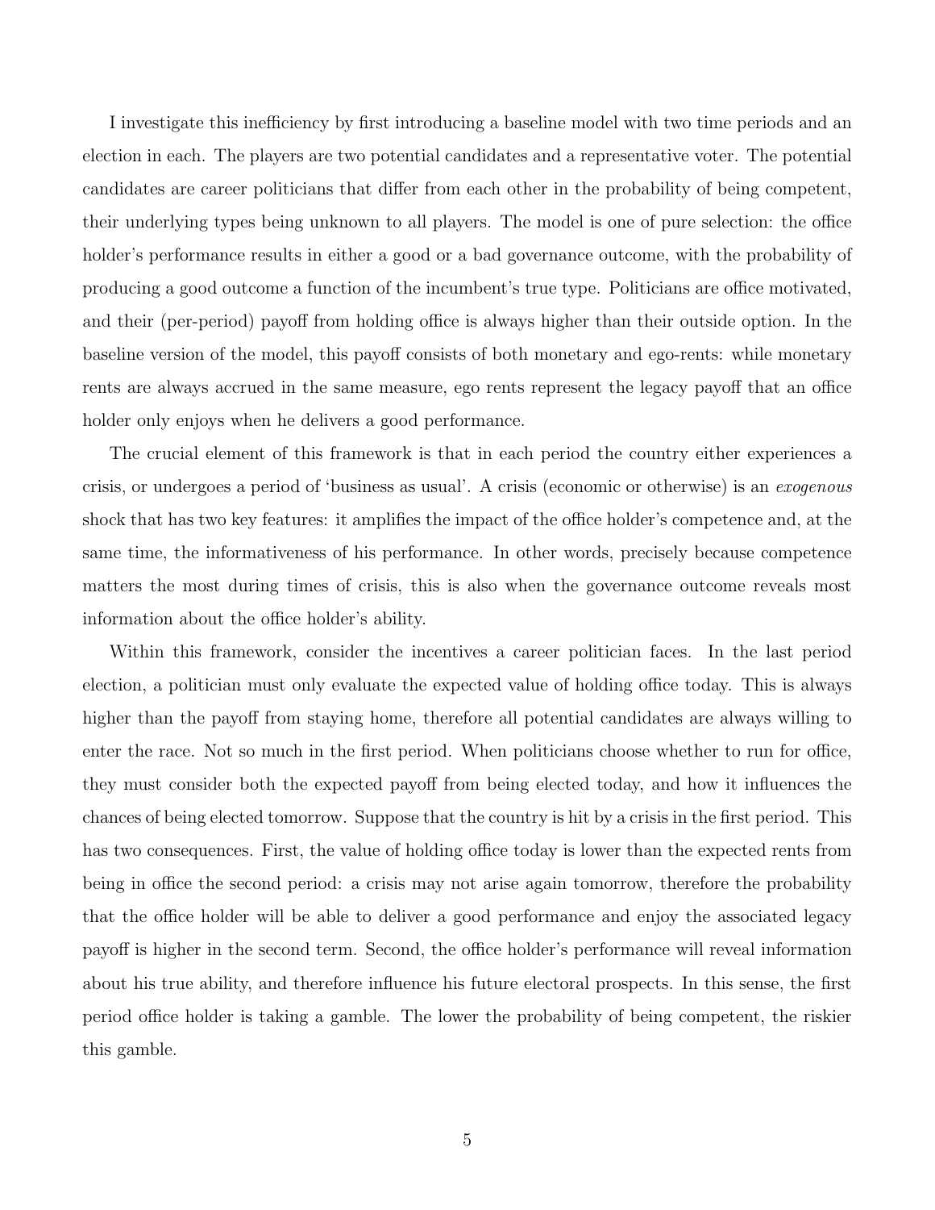I investigate this inefficiency by first introducing a baseline model with two time periods and an election in each. The players are two potential candidates and a representative voter. The potential candidates are career politicians that differ from each other in the probability of being competent, their underlying types being unknown to all players. The model is one of pure selection: the office holder's performance results in either a good or a bad governance outcome, with the probability of producing a good outcome a function of the incumbent's true type. Politicians are office motivated, and their (per-period) payoff from holding office is always higher than their outside option. In the baseline version of the model, this payoff consists of both monetary and ego-rents: while monetary rents are always accrued in the same measure, ego rents represent the legacy payoff that an office holder only enjoys when he delivers a good performance.

The crucial element of this framework is that in each period the country either experiences a crisis, or undergoes a period of 'business as usual'. A crisis (economic or otherwise) is an *exogenous* shock that has two key features: it amplifies the impact of the office holder's competence and, at the same time, the informativeness of his performance. In other words, precisely because competence matters the most during times of crisis, this is also when the governance outcome reveals most information about the office holder's ability.

Within this framework, consider the incentives a career politician faces. In the last period election, a politician must only evaluate the expected value of holding office today. This is always higher than the payoff from staying home, therefore all potential candidates are always willing to enter the race. Not so much in the first period. When politicians choose whether to run for office, they must consider both the expected payoff from being elected today, and how it influences the chances of being elected tomorrow. Suppose that the country is hit by a crisis in the first period. This has two consequences. First, the value of holding office today is lower than the expected rents from being in office the second period: a crisis may not arise again tomorrow, therefore the probability that the office holder will be able to deliver a good performance and enjoy the associated legacy payoff is higher in the second term. Second, the office holder's performance will reveal information about his true ability, and therefore influence his future electoral prospects. In this sense, the first period office holder is taking a gamble. The lower the probability of being competent, the riskier this gamble.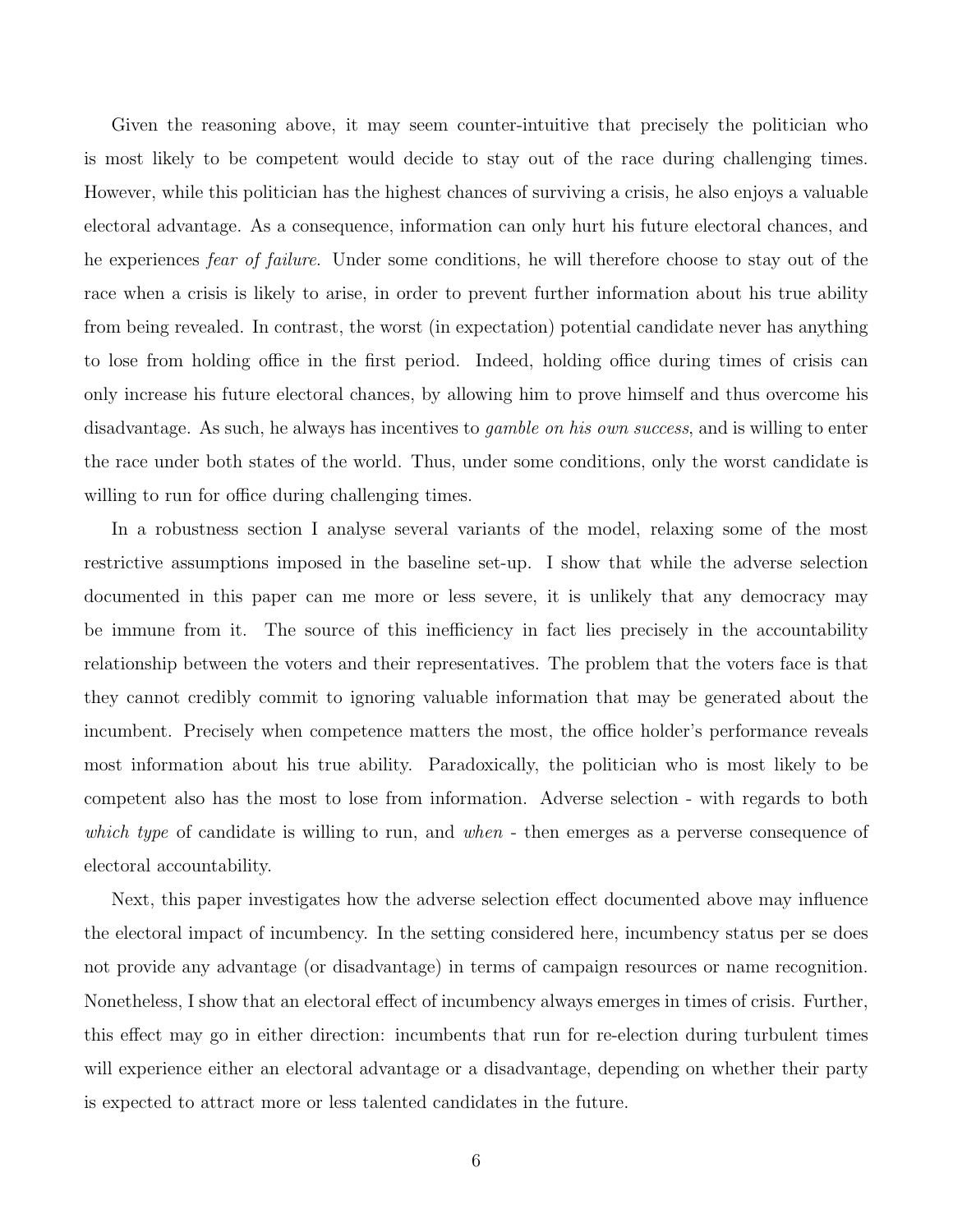Given the reasoning above, it may seem counter-intuitive that precisely the politician who is most likely to be competent would decide to stay out of the race during challenging times. However, while this politician has the highest chances of surviving a crisis, he also enjoys a valuable electoral advantage. As a consequence, information can only hurt his future electoral chances, and he experiences *fear of failure*. Under some conditions, he will therefore choose to stay out of the race when a crisis is likely to arise, in order to prevent further information about his true ability from being revealed. In contrast, the worst (in expectation) potential candidate never has anything to lose from holding office in the first period. Indeed, holding office during times of crisis can only increase his future electoral chances, by allowing him to prove himself and thus overcome his disadvantage. As such, he always has incentives to *gamble on his own success*, and is willing to enter the race under both states of the world. Thus, under some conditions, only the worst candidate is willing to run for office during challenging times.

In a robustness section I analyse several variants of the model, relaxing some of the most restrictive assumptions imposed in the baseline set-up. I show that while the adverse selection documented in this paper can me more or less severe, it is unlikely that any democracy may be immune from it. The source of this inefficiency in fact lies precisely in the accountability relationship between the voters and their representatives. The problem that the voters face is that they cannot credibly commit to ignoring valuable information that may be generated about the incumbent. Precisely when competence matters the most, the office holder's performance reveals most information about his true ability. Paradoxically, the politician who is most likely to be competent also has the most to lose from information. Adverse selection - with regards to both *which type* of candidate is willing to run, and *when* - then emerges as a perverse consequence of electoral accountability.

Next, this paper investigates how the adverse selection effect documented above may influence the electoral impact of incumbency. In the setting considered here, incumbency status per se does not provide any advantage (or disadvantage) in terms of campaign resources or name recognition. Nonetheless, I show that an electoral effect of incumbency always emerges in times of crisis. Further, this effect may go in either direction: incumbents that run for re-election during turbulent times will experience either an electoral advantage or a disadvantage, depending on whether their party is expected to attract more or less talented candidates in the future.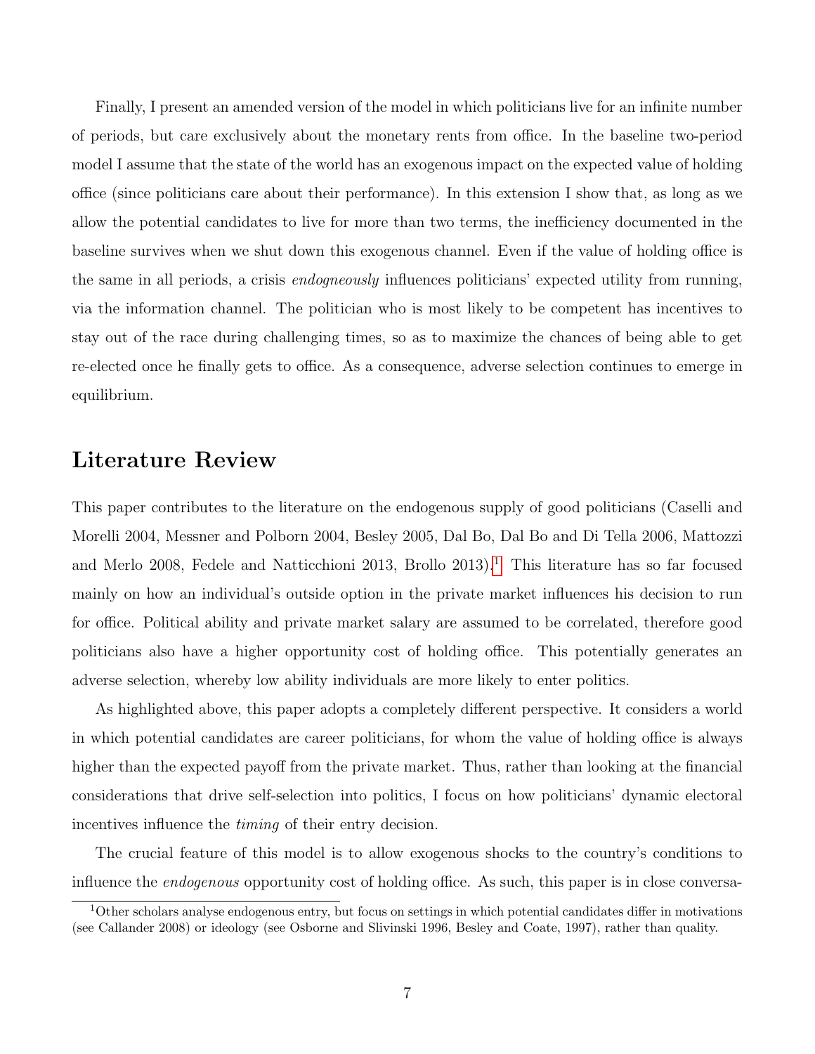Finally, I present an amended version of the model in which politicians live for an infinite number of periods, but care exclusively about the monetary rents from office. In the baseline two-period model I assume that the state of the world has an exogenous impact on the expected value of holding office (since politicians care about their performance). In this extension I show that, as long as we allow the potential candidates to live for more than two terms, the inefficiency documented in the baseline survives when we shut down this exogenous channel. Even if the value of holding office is the same in all periods, a crisis *endogneously* influences politicians' expected utility from running, via the information channel. The politician who is most likely to be competent has incentives to stay out of the race during challenging times, so as to maximize the chances of being able to get re-elected once he finally gets to office. As a consequence, adverse selection continues to emerge in equilibrium.

## Literature Review

This paper contributes to the literature on the endogenous supply of good politicians (Caselli and Morelli 2004, Messner and Polborn 2004, Besley 2005, Dal Bo, Dal Bo and Di Tella 2006, Mattozzi and Merlo 2008, Fedele and Natticchioni 2013, Brollo 2013).[1] This literature has so far focused mainly on how an individual's outside option in the private market influences his decision to run for office. Political ability and private market salary are assumed to be correlated, therefore good politicians also have a higher opportunity cost of holding office. This potentially generates an adverse selection, whereby low ability individuals are more likely to enter politics.

As highlighted above, this paper adopts a completely different perspective. It considers a world in which potential candidates are career politicians, for whom the value of holding office is always higher than the expected payoff from the private market. Thus, rather than looking at the financial considerations that drive self-selection into politics, I focus on how politicians' dynamic electoral incentives influence the *timing* of their entry decision.

The crucial feature of this model is to allow exogenous shocks to the country's conditions to influence the *endogenous* opportunity cost of holding office. As such, this paper is in close conversa-

[1] Other scholars analyse endogenous entry, but focus on settings in which potential candidates differ in motivations (see Callander 2008) or ideology (see Osborne and Slivinski 1996, Besley and Coate, 1997), rather than quality.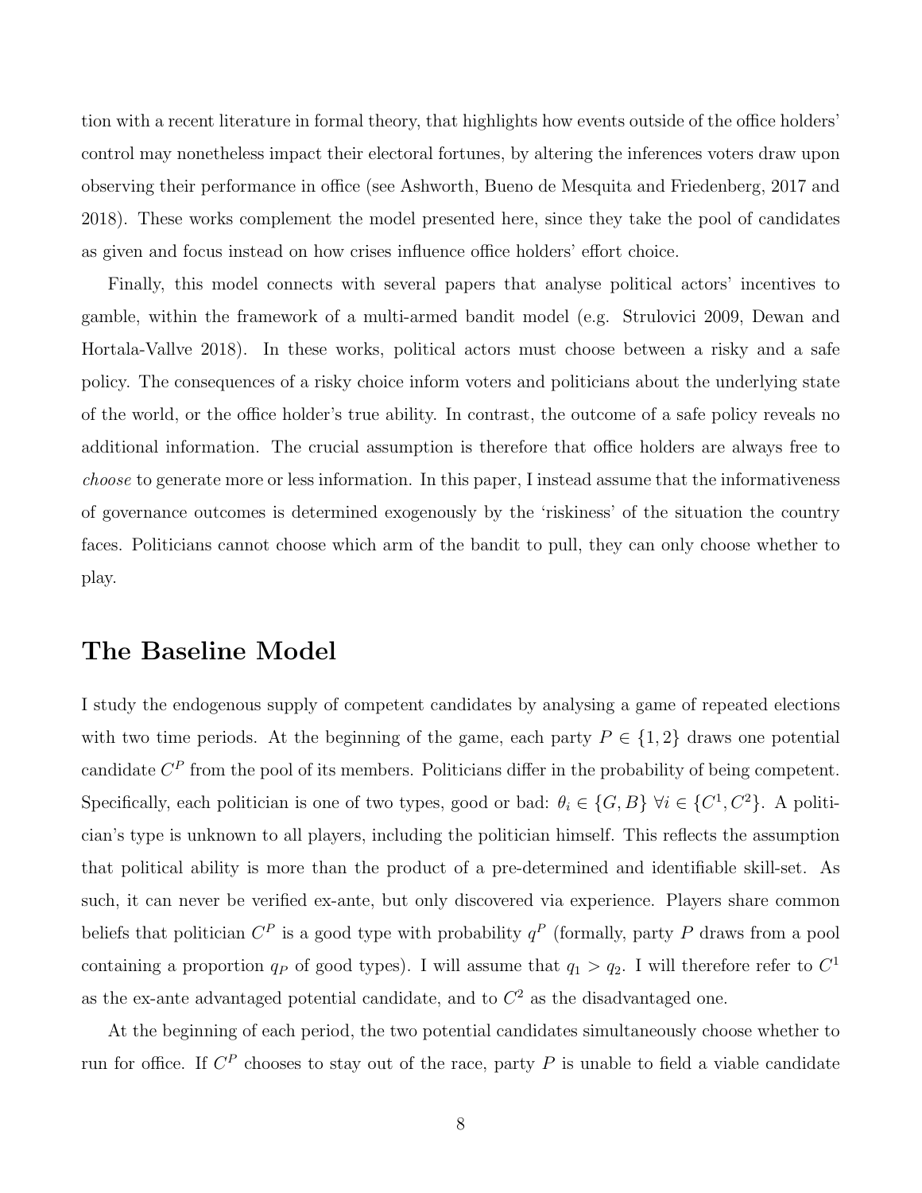tion with a recent literature in formal theory, that highlights how events outside of the office holders' control may nonetheless impact their electoral fortunes, by altering the inferences voters draw upon observing their performance in office (see Ashworth, Bueno de Mesquita and Friedenberg, 2017 and 2018). These works complement the model presented here, since they take the pool of candidates as given and focus instead on how crises influence office holders' effort choice.

Finally, this model connects with several papers that analyse political actors' incentives to gamble, within the framework of a multi-armed bandit model (e.g. Strulovici 2009, Dewan and Hortala-Vallve 2018). In these works, political actors must choose between a risky and a safe policy. The consequences of a risky choice inform voters and politicians about the underlying state of the world, or the office holder's true ability. In contrast, the outcome of a safe policy reveals no additional information. The crucial assumption is therefore that office holders are always free to *choose* to generate more or less information. In this paper, I instead assume that the informativeness of governance outcomes is determined exogenously by the 'riskiness' of the situation the country faces. Politicians cannot choose which arm of the bandit to pull, they can only choose whether to play.

## The Baseline Model

I study the endogenous supply of competent candidates by analysing a game of repeated elections with two time periods. At the beginning of the game, each party $P \in \{1, 2\}$ draws one potential candidate $C^P$ from the pool of its members. Politicians differ in the probability of being competent. Specifically, each politician is one of two types, good or bad: $\theta_i \in \{G, B\}$ $\forall i \in \{C^1, C^2\}$. A politician's type is unknown to all players, including the politician himself. This reflects the assumption that political ability is more than the product of a pre-determined and identifiable skill-set. As such, it can never be verified ex-ante, but only discovered via experience. Players share common beliefs that politician $C^P$ is a good type with probability $q^P$ (formally, party $P$ draws from a pool containing a proportion $q_P$ of good types). I will assume that $q_1 > q_2$. I will therefore refer to $C^1$ as the ex-ante advantaged potential candidate, and to $C^2$ as the disadvantaged one.

At the beginning of each period, the two potential candidates simultaneously choose whether to run for office. If $C^P$ chooses to stay out of the race, party $P$ is unable to field a viable candidate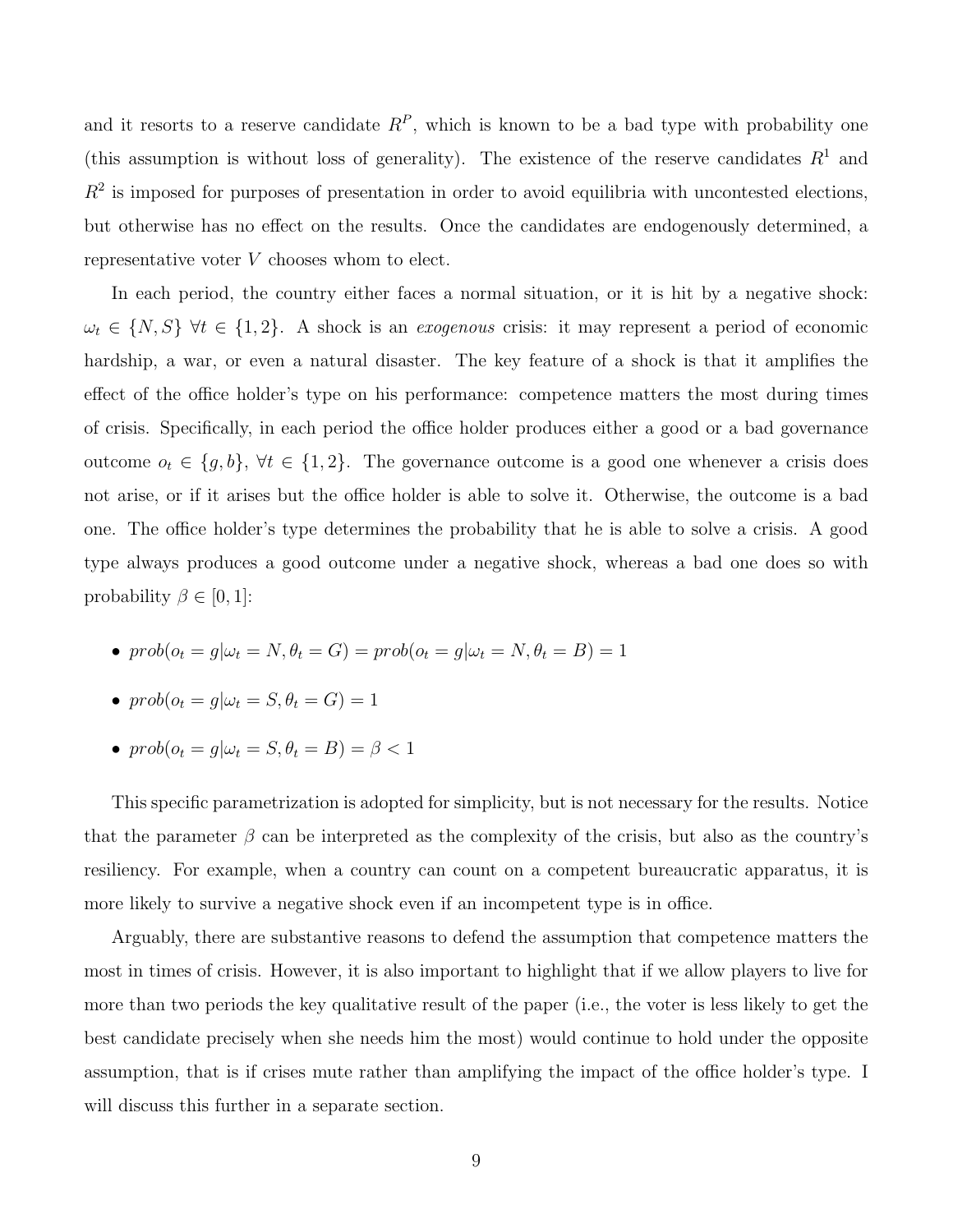and it resorts to a reserve candidate $R^P$, which is known to be a bad type with probability one (this assumption is without loss of generality). The existence of the reserve candidates $R^1$ and $R^2$ is imposed for purposes of presentation in order to avoid equilibria with uncontested elections, but otherwise has no effect on the results. Once the candidates are endogenously determined, a representative voter $V$ chooses whom to elect.

In each period, the country either faces a normal situation, or it is hit by a negative shock: $\omega_t \in \{N, S\}$ $\forall t \in \{1, 2\}$. A shock is an *exogenous* crisis: it may represent a period of economic hardship, a war, or even a natural disaster. The key feature of a shock is that it amplifies the effect of the office holder's type on his performance: competence matters the most during times of crisis. Specifically, in each period the office holder produces either a good or a bad governance outcome $o_t \in \{g, b\}$, $\forall t \in \{1, 2\}$. The governance outcome is a good one whenever a crisis does not arise, or if it arises but the office holder is able to solve it. Otherwise, the outcome is a bad one. The office holder's type determines the probability that he is able to solve a crisis. A good type always produces a good outcome under a negative shock, whereas a bad one does so with probability $\beta \in [0, 1]$:

- $prob(o_t = g|\omega_t = N, \theta_t = G) = prob(o_t = g|\omega_t = N, \theta_t = B) = 1$
- $prob(o_t = g|\omega_t = S, \theta_t = G) = 1$
- $prob(o_t = g|\omega_t = S, \theta_t = B) = \beta < 1$

This specific parametrization is adopted for simplicity, but is not necessary for the results. Notice that the parameter $\beta$ can be interpreted as the complexity of the crisis, but also as the country's resiliency. For example, when a country can count on a competent bureaucratic apparatus, it is more likely to survive a negative shock even if an incompetent type is in office.

Arguably, there are substantive reasons to defend the assumption that competence matters the most in times of crisis. However, it is also important to highlight that if we allow players to live for more than two periods the key qualitative result of the paper (i.e., the voter is less likely to get the best candidate precisely when she needs him the most) would continue to hold under the opposite assumption, that is if crises mute rather than amplifying the impact of the office holder's type. I will discuss this further in a separate section.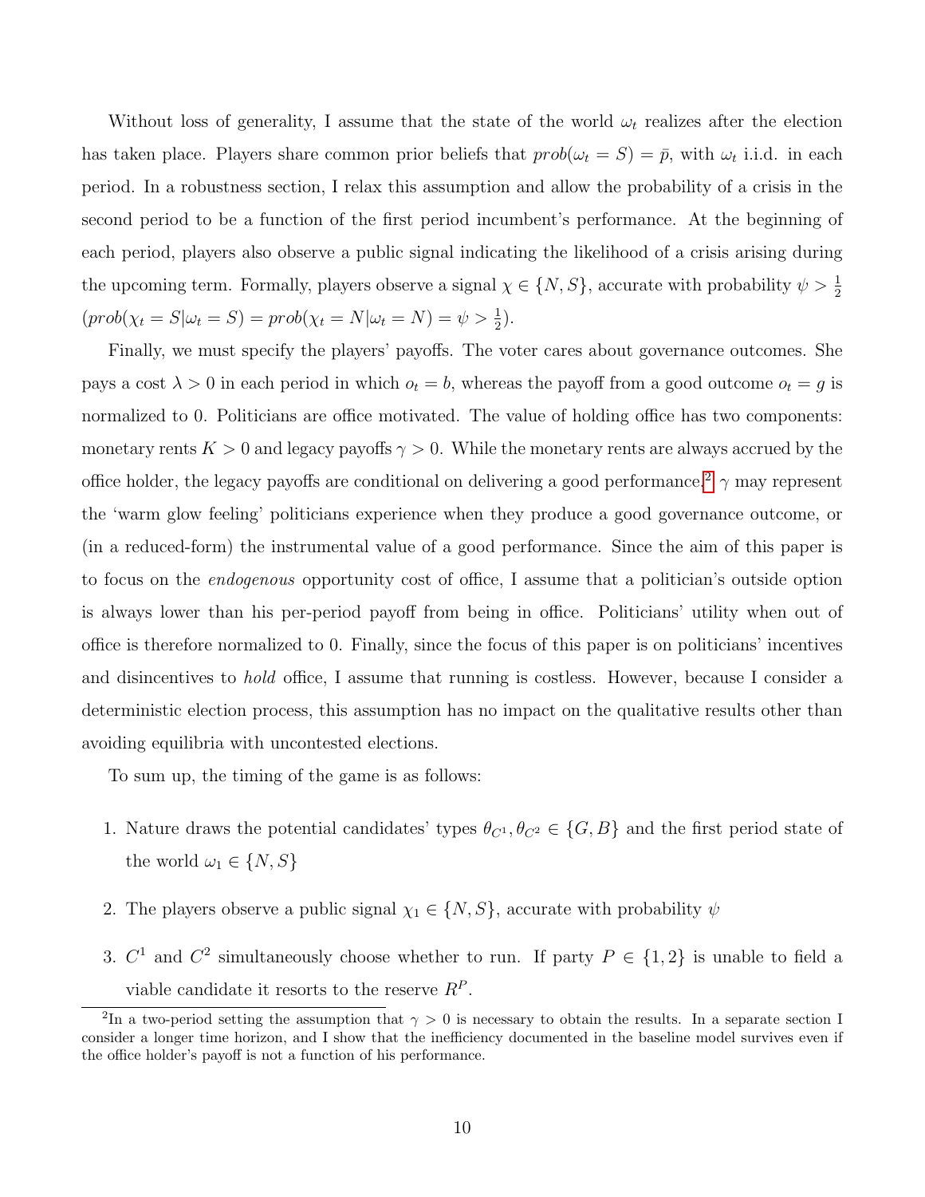Without loss of generality, I assume that the state of the world $\omega_t$ realizes after the election has taken place. Players share common prior beliefs that $prob(\omega_t = S) = \bar{p}$, with $\omega_t$ i.i.d. in each period. In a robustness section, I relax this assumption and allow the probability of a crisis in the second period to be a function of the first period incumbent's performance. At the beginning of each period, players also observe a public signal indicating the likelihood of a crisis arising during the upcoming term. Formally, players observe a signal $\chi \in \{N, S\}$, accurate with probability $\psi > \frac{1}{2}$ ($prob(\chi_t = S|\omega_t = S) = prob(\chi_t = N|\omega_t = N) = \psi > \frac{1}{2}$).

Finally, we must specify the players' payoffs. The voter cares about governance outcomes. She pays a cost $\lambda > 0$ in each period in which $o_t = b$, whereas the payoff from a good outcome $o_t = g$ is normalized to 0. Politicians are office motivated. The value of holding office has two components: monetary rents $K > 0$ and legacy payoffs $\gamma > 0$. While the monetary rents are always accrued by the office holder, the legacy payoffs are conditional on delivering a good performance.[2] $\gamma$ may represent the 'warm glow feeling' politicians experience when they produce a good governance outcome, or (in a reduced-form) the instrumental value of a good performance. Since the aim of this paper is to focus on the *endogenous* opportunity cost of office, I assume that a politician's outside option is always lower than his per-period payoff from being in office. Politicians' utility when out of office is therefore normalized to 0. Finally, since the focus of this paper is on politicians' incentives and disincentives to *hold* office, I assume that running is costless. However, because I consider a deterministic election process, this assumption has no impact on the qualitative results other than avoiding equilibria with uncontested elections.

To sum up, the timing of the game is as follows:

1. Nature draws the potential candidates' types $\theta_{C^1}, \theta_{C^2} \in \{G, B\}$ and the first period state of the world $\omega_1 \in \{N, S\}$
2. The players observe a public signal $\chi_1 \in \{N, S\}$, accurate with probability $\psi$
3. $C^1$ and $C^2$ simultaneously choose whether to run. If party $P \in \{1, 2\}$ is unable to field a viable candidate it resorts to the reserve $R^P$.

[2] In a two-period setting the assumption that $\gamma > 0$ is necessary to obtain the results. In a separate section I consider a longer time horizon, and I show that the inefficiency documented in the baseline model survives even if the office holder's payoff is not a function of his performance.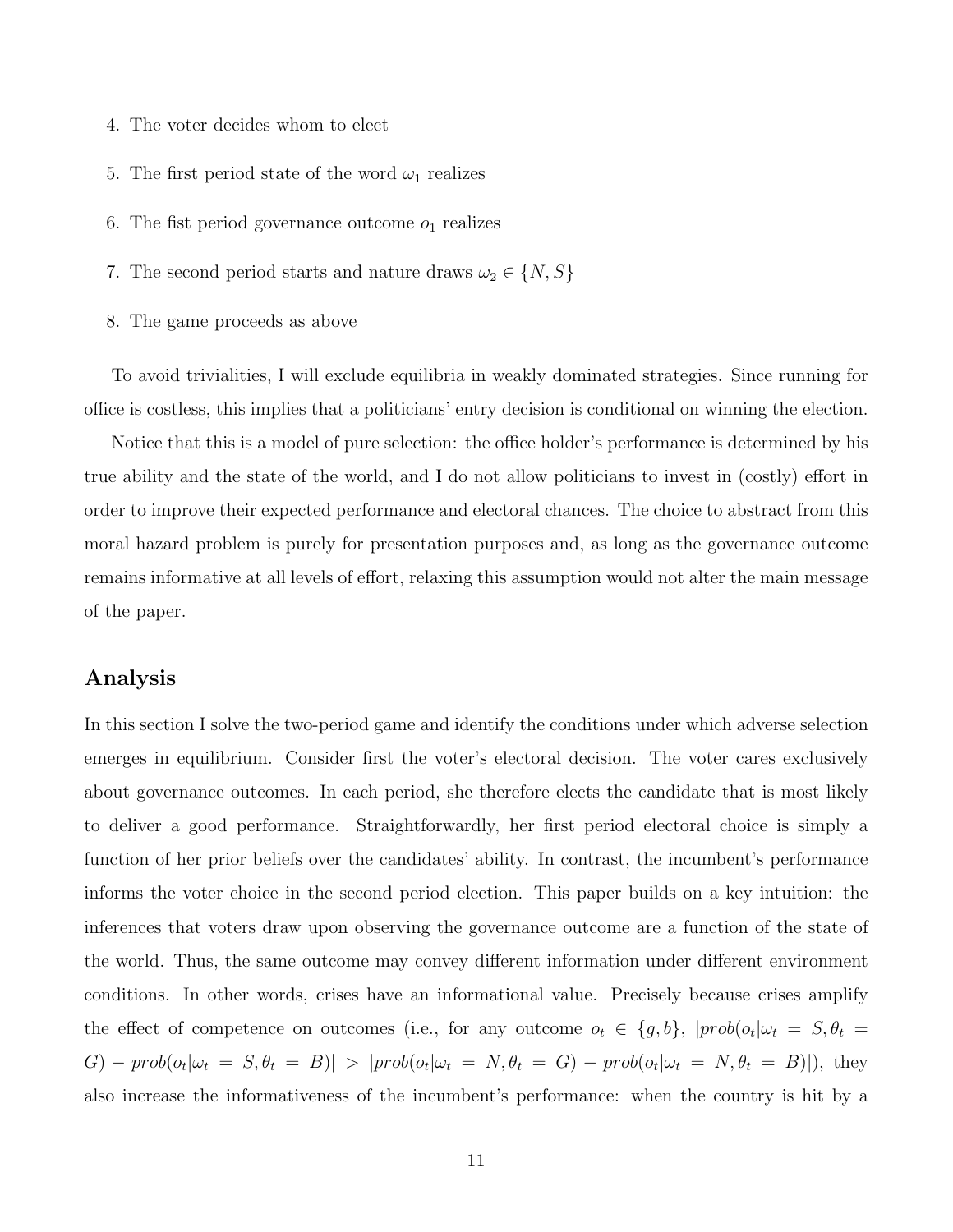4. The voter decides whom to elect
5. The first period state of the word $\omega_1$ realizes
6. The fist period governance outcome $o_1$ realizes
7. The second period starts and nature draws $\omega_2 \in \{N, S\}$
8. The game proceeds as above

To avoid trivialities, I will exclude equilibria in weakly dominated strategies. Since running for office is costless, this implies that a politicians' entry decision is conditional on winning the election.

Notice that this is a model of pure selection: the office holder's performance is determined by his true ability and the state of the world, and I do not allow politicians to invest in (costly) effort in order to improve their expected performance and electoral chances. The choice to abstract from this moral hazard problem is purely for presentation purposes and, as long as the governance outcome remains informative at all levels of effort, relaxing this assumption would not alter the main message of the paper.

## Analysis

In this section I solve the two-period game and identify the conditions under which adverse selection emerges in equilibrium. Consider first the voter's electoral decision. The voter cares exclusively about governance outcomes. In each period, she therefore elects the candidate that is most likely to deliver a good performance. Straightforwardly, her first period electoral choice is simply a function of her prior beliefs over the candidates' ability. In contrast, the incumbent's performance informs the voter choice in the second period election. This paper builds on a key intuition: the inferences that voters draw upon observing the governance outcome are a function of the state of the world. Thus, the same outcome may convey different information under different environment conditions. In other words, crises have an informational value. Precisely because crises amplify the effect of competence on outcomes (i.e., for any outcome $o_t \in \{g, b\}$, $|prob(o_t|\omega_t = S, \theta_t = G) - prob(o_t|\omega_t = S, \theta_t = B)| > |prob(o_t|\omega_t = N, \theta_t = G) - prob(o_t|\omega_t = N, \theta_t = B)|$), they also increase the informativeness of the incumbent's performance: when the country is hit by a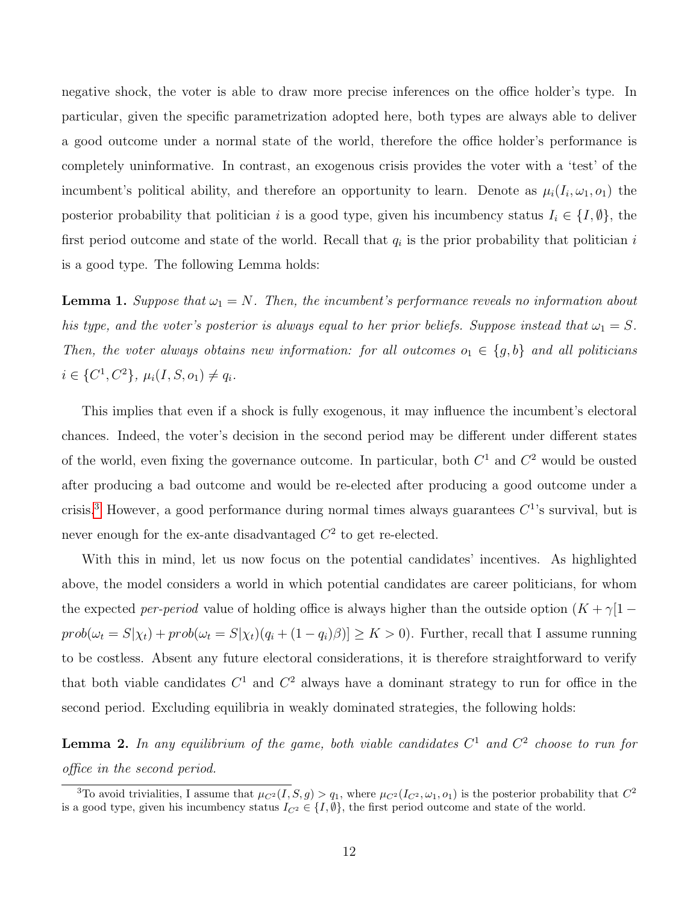negative shock, the voter is able to draw more precise inferences on the office holder's type. In particular, given the specific parametrization adopted here, both types are always able to deliver a good outcome under a normal state of the world, therefore the office holder's performance is completely uninformative. In contrast, an exogenous crisis provides the voter with a 'test' of the incumbent's political ability, and therefore an opportunity to learn. Denote as $\mu_i(I_i, \omega_1, o_1)$ the posterior probability that politician $i$ is a good type, given his incumbency status $I_i \in \{I, \emptyset\}$, the first period outcome and state of the world. Recall that $q_i$ is the prior probability that politician $i$ is a good type. The following Lemma holds:

**Lemma 1.** *Suppose that $\omega_1 = N$. Then, the incumbent's performance reveals no information about his type, and the voter's posterior is always equal to her prior beliefs. Suppose instead that $\omega_1 = S$. Then, the voter always obtains new information: for all outcomes $o_1 \in \{g, b\}$ and all politicians $i \in \{C^1, C^2\}$, $\mu_i(I, S, o_1) \neq q_i$.*

This implies that even if a shock is fully exogenous, it may influence the incumbent's electoral chances. Indeed, the voter's decision in the second period may be different under different states of the world, even fixing the governance outcome. In particular, both $C^1$ and $C^2$ would be ousted after producing a bad outcome and would be re-elected after producing a good outcome under a crisis.[3] However, a good performance during normal times always guarantees $C^1$'s survival, but is never enough for the ex-ante disadvantaged $C^2$ to get re-elected.

With this in mind, let us now focus on the potential candidates' incentives. As highlighted above, the model considers a world in which potential candidates are career politicians, for whom the expected *per-period* value of holding office is always higher than the outside option ($K + \gamma[1 - prob(\omega_t = S|\chi_t) + prob(\omega_t = S|\chi_t)(q_i + (1 - q_i)\beta)] \geq K > 0$). Further, recall that I assume running to be costless. Absent any future electoral considerations, it is therefore straightforward to verify that both viable candidates $C^1$ and $C^2$ always have a dominant strategy to run for office in the second period. Excluding equilibria in weakly dominated strategies, the following holds:

**Lemma 2.** *In any equilibrium of the game, both viable candidates $C^1$ and $C^2$ choose to run for office in the second period.*

---

[3] To avoid trivialities, I assume that $\mu_{C^2}(I, S, g) > q_1$, where $\mu_{C^2}(I_{C^2}, \omega_1, o_1)$ is the posterior probability that $C^2$ is a good type, given his incumbency status $I_{C^2} \in \{I, \emptyset\}$, the first period outcome and state of the world.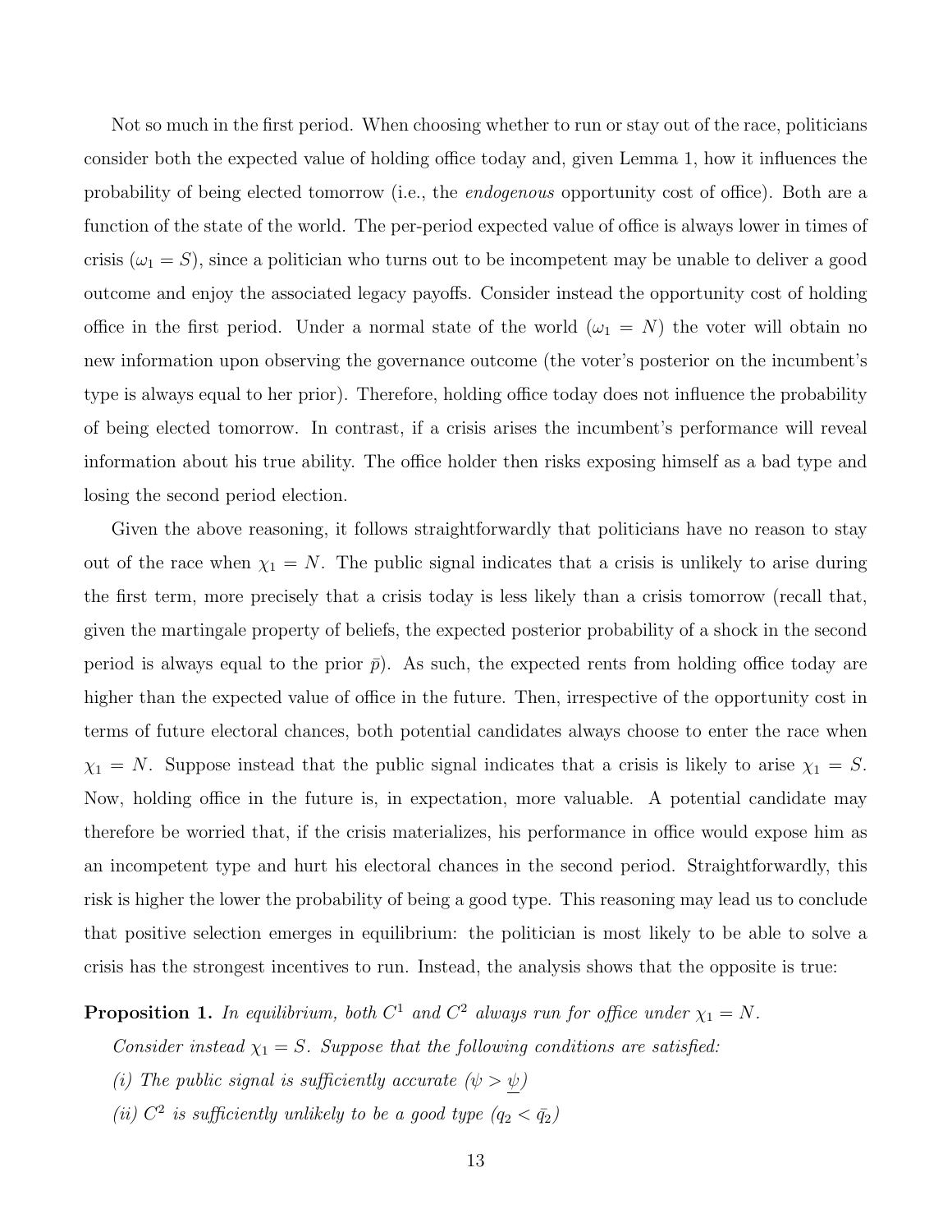Not so much in the first period. When choosing whether to run or stay out of the race, politicians consider both the expected value of holding office today and, given Lemma 1, how it influences the probability of being elected tomorrow (i.e., the *endogenous* opportunity cost of office). Both are a function of the state of the world. The per-period expected value of office is always lower in times of crisis ($\omega_1 = S$), since a politician who turns out to be incompetent may be unable to deliver a good outcome and enjoy the associated legacy payoffs. Consider instead the opportunity cost of holding office in the first period. Under a normal state of the world ($\omega_1 = N$) the voter will obtain no new information upon observing the governance outcome (the voter's posterior on the incumbent's type is always equal to her prior). Therefore, holding office today does not influence the probability of being elected tomorrow. In contrast, if a crisis arises the incumbent's performance will reveal information about his true ability. The office holder then risks exposing himself as a bad type and losing the second period election.

Given the above reasoning, it follows straightforwardly that politicians have no reason to stay out of the race when $\chi_1 = N$. The public signal indicates that a crisis is unlikely to arise during the first term, more precisely that a crisis today is less likely than a crisis tomorrow (recall that, given the martingale property of beliefs, the expected posterior probability of a shock in the second period is always equal to the prior $\bar{p}$). As such, the expected rents from holding office today are higher than the expected value of office in the future. Then, irrespective of the opportunity cost in terms of future electoral chances, both potential candidates always choose to enter the race when $\chi_1 = N$. Suppose instead that the public signal indicates that a crisis is likely to arise $\chi_1 = S$. Now, holding office in the future is, in expectation, more valuable. A potential candidate may therefore be worried that, if the crisis materializes, his performance in office would expose him as an incompetent type and hurt his electoral chances in the second period. Straightforwardly, this risk is higher the lower the probability of being a good type. This reasoning may lead us to conclude that positive selection emerges in equilibrium: the politician is most likely to be able to solve a crisis has the strongest incentives to run. Instead, the analysis shows that the opposite is true:

**Proposition 1.** *In equilibrium, both $C^1$ and $C^2$ always run for office under $\chi_1 = N$.*

*Consider instead $\chi_1 = S$. Suppose that the following conditions are satisfied:*

*(i) The public signal is sufficiently accurate ($\psi > \underline{\psi}$)*

*(ii) $C^2$ is sufficiently unlikely to be a good type ($q_2 < \bar{q}_2$)*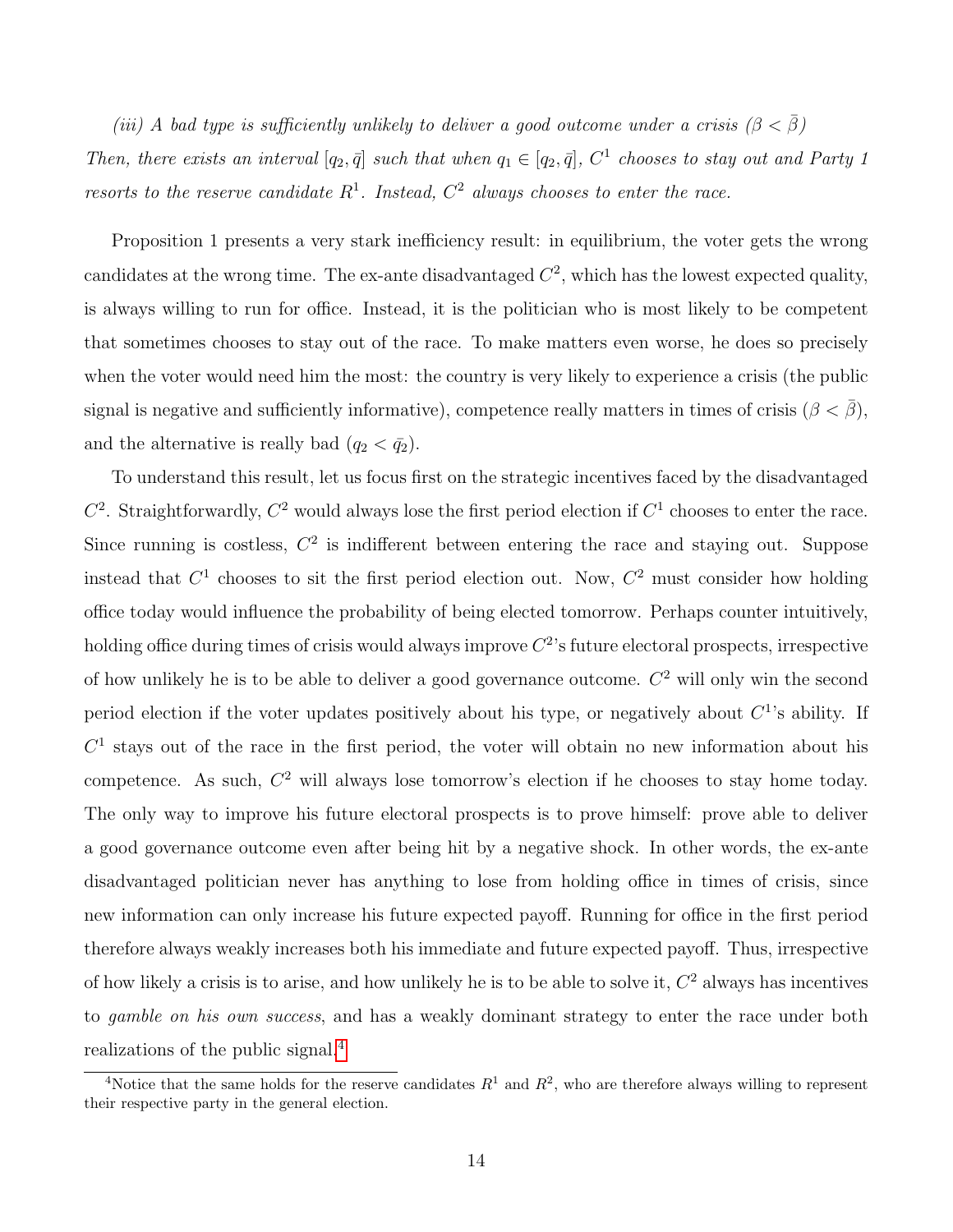*(iii) A bad type is sufficiently unlikely to deliver a good outcome under a crisis ($\beta < \bar{\beta}$)*

*Then, there exists an interval $[q_2, \bar{q}]$ such that when $q_1 \in [q_2, \bar{q}]$, $C^1$ chooses to stay out and Party 1 resorts to the reserve candidate $R^1$. Instead, $C^2$ always chooses to enter the race.*

Proposition 1 presents a very stark inefficiency result: in equilibrium, the voter gets the wrong candidates at the wrong time. The ex-ante disadvantaged $C^2$, which has the lowest expected quality, is always willing to run for office. Instead, it is the politician who is most likely to be competent that sometimes chooses to stay out of the race. To make matters even worse, he does so precisely when the voter would need him the most: the country is very likely to experience a crisis (the public signal is negative and sufficiently informative), competence really matters in times of crisis ($\beta < \bar{\beta}$), and the alternative is really bad ($q_2 < \bar{q_2}$).

To understand this result, let us focus first on the strategic incentives faced by the disadvantaged $C^2$. Straightforwardly, $C^2$ would always lose the first period election if $C^1$ chooses to enter the race. Since running is costless, $C^2$ is indifferent between entering the race and staying out. Suppose instead that $C^1$ chooses to sit the first period election out. Now, $C^2$ must consider how holding office today would influence the probability of being elected tomorrow. Perhaps counter intuitively, holding office during times of crisis would always improve $C^2$'s future electoral prospects, irrespective of how unlikely he is to be able to deliver a good governance outcome. $C^2$ will only win the second period election if the voter updates positively about his type, or negatively about $C^1$'s ability. If $C^1$ stays out of the race in the first period, the voter will obtain no new information about his competence. As such, $C^2$ will always lose tomorrow's election if he chooses to stay home today. The only way to improve his future electoral prospects is to prove himself: prove able to deliver a good governance outcome even after being hit by a negative shock. In other words, the ex-ante disadvantaged politician never has anything to lose from holding office in times of crisis, since new information can only increase his future expected payoff. Running for office in the first period therefore always weakly increases both his immediate and future expected payoff. Thus, irrespective of how likely a crisis is to arise, and how unlikely he is to be able to solve it, $C^2$ always has incentives to *gamble on his own success*, and has a weakly dominant strategy to enter the race under both realizations of the public signal.[4]

[4] Notice that the same holds for the reserve candidates $R^1$ and $R^2$, who are therefore always willing to represent their respective party in the general election.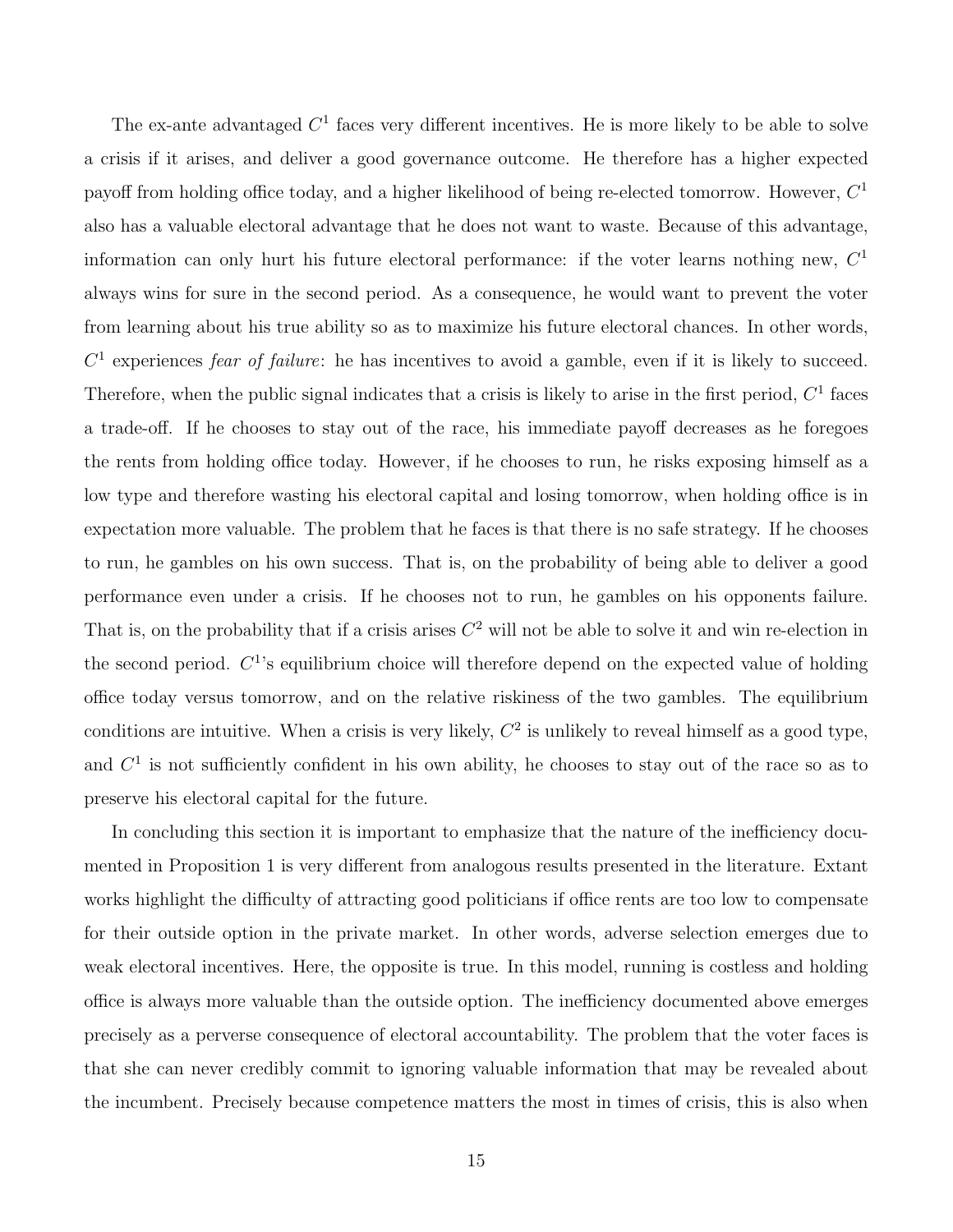The ex-ante advantaged $C^1$ faces very different incentives. He is more likely to be able to solve a crisis if it arises, and deliver a good governance outcome. He therefore has a higher expected payoff from holding office today, and a higher likelihood of being re-elected tomorrow. However, $C^1$ also has a valuable electoral advantage that he does not want to waste. Because of this advantage, information can only hurt his future electoral performance: if the voter learns nothing new, $C^1$ always wins for sure in the second period. As a consequence, he would want to prevent the voter from learning about his true ability so as to maximize his future electoral chances. In other words, $C^1$ experiences *fear of failure*: he has incentives to avoid a gamble, even if it is likely to succeed. Therefore, when the public signal indicates that a crisis is likely to arise in the first period, $C^1$ faces a trade-off. If he chooses to stay out of the race, his immediate payoff decreases as he foregoes the rents from holding office today. However, if he chooses to run, he risks exposing himself as a low type and therefore wasting his electoral capital and losing tomorrow, when holding office is in expectation more valuable. The problem that he faces is that there is no safe strategy. If he chooses to run, he gambles on his own success. That is, on the probability of being able to deliver a good performance even under a crisis. If he chooses not to run, he gambles on his opponents failure. That is, on the probability that if a crisis arises $C^2$ will not be able to solve it and win re-election in the second period. $C^1$'s equilibrium choice will therefore depend on the expected value of holding office today versus tomorrow, and on the relative riskiness of the two gambles. The equilibrium conditions are intuitive. When a crisis is very likely, $C^2$ is unlikely to reveal himself as a good type, and $C^1$ is not sufficiently confident in his own ability, he chooses to stay out of the race so as to preserve his electoral capital for the future.

In concluding this section it is important to emphasize that the nature of the inefficiency documented in Proposition 1 is very different from analogous results presented in the literature. Extant works highlight the difficulty of attracting good politicians if office rents are too low to compensate for their outside option in the private market. In other words, adverse selection emerges due to weak electoral incentives. Here, the opposite is true. In this model, running is costless and holding office is always more valuable than the outside option. The inefficiency documented above emerges precisely as a perverse consequence of electoral accountability. The problem that the voter faces is that she can never credibly commit to ignoring valuable information that may be revealed about the incumbent. Precisely because competence matters the most in times of crisis, this is also when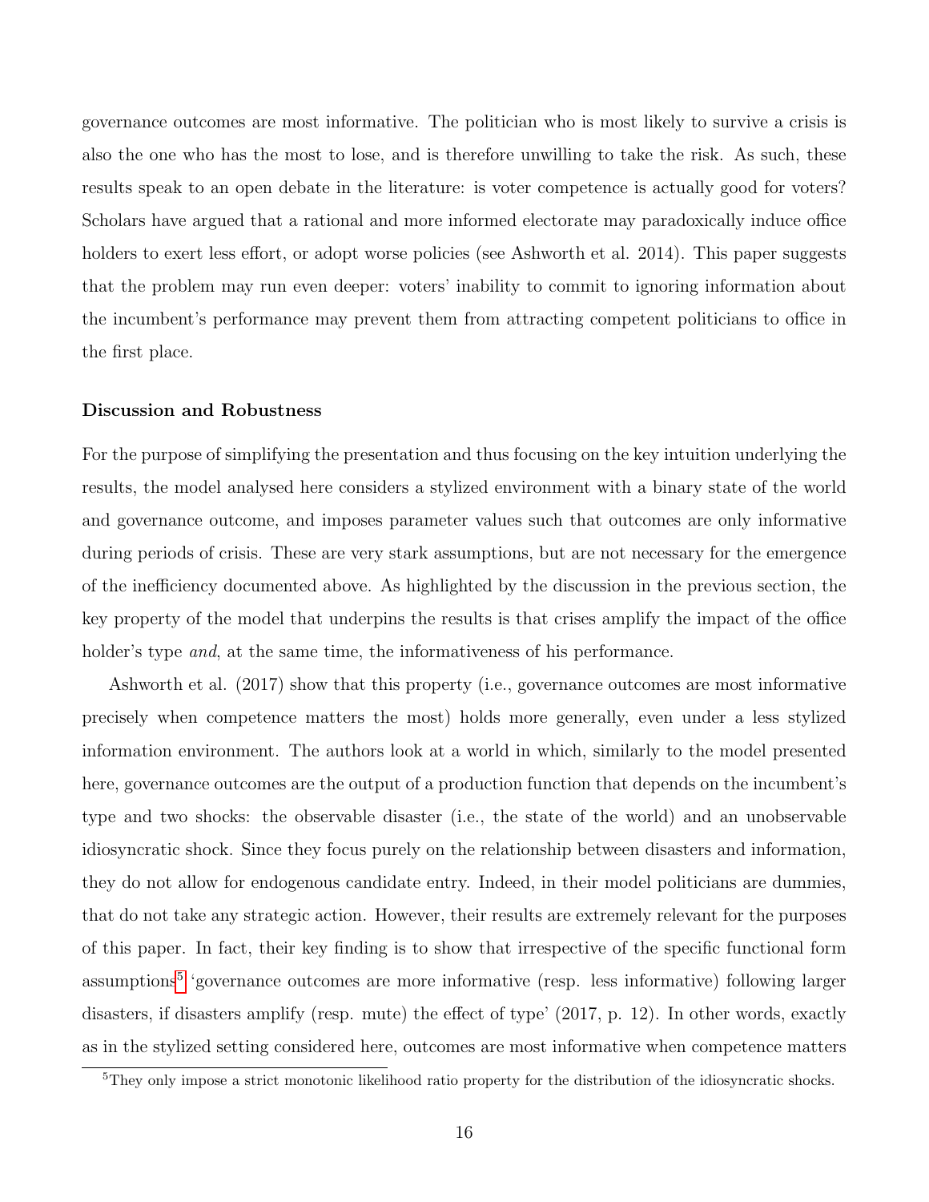governance outcomes are most informative. The politician who is most likely to survive a crisis is also the one who has the most to lose, and is therefore unwilling to take the risk. As such, these results speak to an open debate in the literature: is voter competence is actually good for voters? Scholars have argued that a rational and more informed electorate may paradoxically induce office holders to exert less effort, or adopt worse policies (see Ashworth et al. 2014). This paper suggests that the problem may run even deeper: voters' inability to commit to ignoring information about the incumbent's performance may prevent them from attracting competent politicians to office in the first place.

### Discussion and Robustness

For the purpose of simplifying the presentation and thus focusing on the key intuition underlying the results, the model analysed here considers a stylized environment with a binary state of the world and governance outcome, and imposes parameter values such that outcomes are only informative during periods of crisis. These are very stark assumptions, but are not necessary for the emergence of the inefficiency documented above. As highlighted by the discussion in the previous section, the key property of the model that underpins the results is that crises amplify the impact of the office holder's type *and*, at the same time, the informativeness of his performance.

Ashworth et al. (2017) show that this property (i.e., governance outcomes are most informative precisely when competence matters the most) holds more generally, even under a less stylized information environment. The authors look at a world in which, similarly to the model presented here, governance outcomes are the output of a production function that depends on the incumbent's type and two shocks: the observable disaster (i.e., the state of the world) and an unobservable idiosyncratic shock. Since they focus purely on the relationship between disasters and information, they do not allow for endogenous candidate entry. Indeed, in their model politicians are dummies, that do not take any strategic action. However, their results are extremely relevant for the purposes of this paper. In fact, their key finding is to show that irrespective of the specific functional form assumptions[5] 'governance outcomes are more informative (resp. less informative) following larger disasters, if disasters amplify (resp. mute) the effect of type' (2017, p. 12). In other words, exactly as in the stylized setting considered here, outcomes are most informative when competence matters

[5] They only impose a strict monotonic likelihood ratio property for the distribution of the idiosyncratic shocks.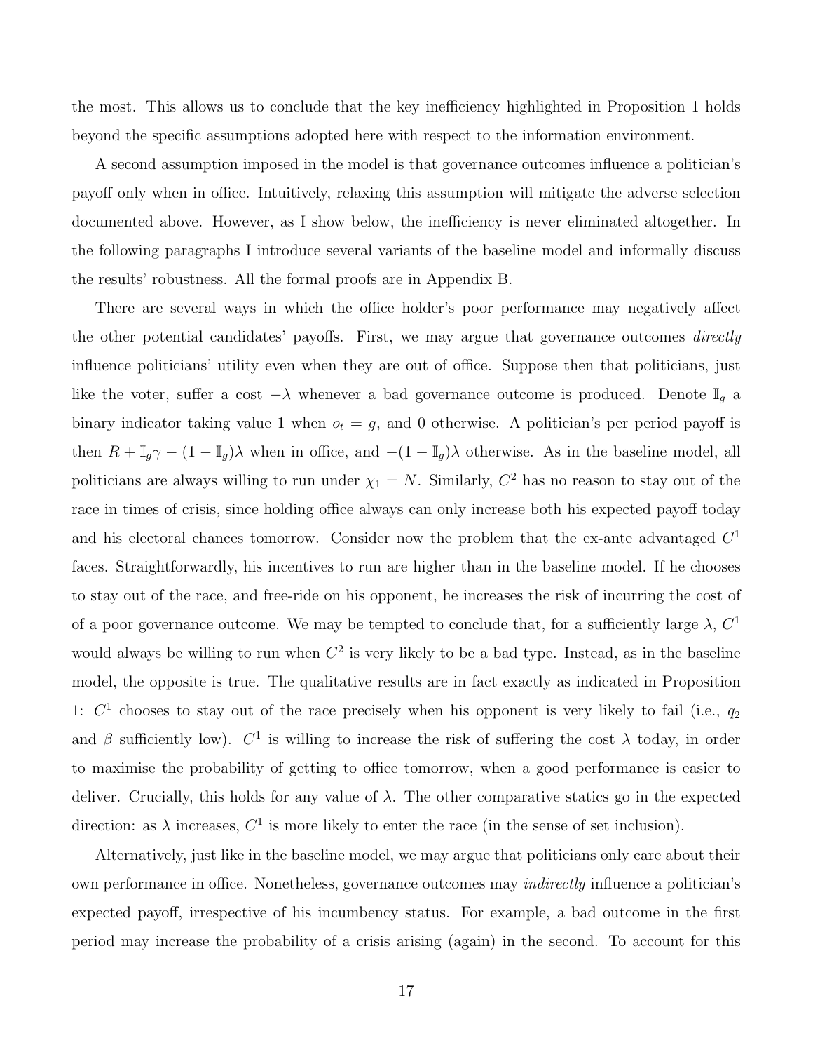the most. This allows us to conclude that the key inefficiency highlighted in Proposition 1 holds beyond the specific assumptions adopted here with respect to the information environment.

A second assumption imposed in the model is that governance outcomes influence a politician's payoff only when in office. Intuitively, relaxing this assumption will mitigate the adverse selection documented above. However, as I show below, the inefficiency is never eliminated altogether. In the following paragraphs I introduce several variants of the baseline model and informally discuss the results' robustness. All the formal proofs are in Appendix B.

There are several ways in which the office holder's poor performance may negatively affect the other potential candidates' payoffs. First, we may argue that governance outcomes *directly* influence politicians' utility even when they are out of office. Suppose then that politicians, just like the voter, suffer a cost $-\lambda$ whenever a bad governance outcome is produced. Denote $\mathbb{I}_g$ a binary indicator taking value 1 when $o_t = g$, and 0 otherwise. A politician's per period payoff is then $R + \mathbb{I}_g\gamma - (1 - \mathbb{I}_g)\lambda$ when in office, and $-(1 - \mathbb{I}_g)\lambda$ otherwise. As in the baseline model, all politicians are always willing to run under $\chi_1 = N$. Similarly, $C^2$ has no reason to stay out of the race in times of crisis, since holding office always can only increase both his expected payoff today and his electoral chances tomorrow. Consider now the problem that the ex-ante advantaged $C^1$ faces. Straightforwardly, his incentives to run are higher than in the baseline model. If he chooses to stay out of the race, and free-ride on his opponent, he increases the risk of incurring the cost of of a poor governance outcome. We may be tempted to conclude that, for a sufficiently large $\lambda$, $C^1$ would always be willing to run when $C^2$ is very likely to be a bad type. Instead, as in the baseline model, the opposite is true. The qualitative results are in fact exactly as indicated in Proposition 1: $C^1$ chooses to stay out of the race precisely when his opponent is very likely to fail (i.e., $q_2$ and $\beta$ sufficiently low). $C^1$ is willing to increase the risk of suffering the cost $\lambda$ today, in order to maximise the probability of getting to office tomorrow, when a good performance is easier to deliver. Crucially, this holds for any value of $\lambda$. The other comparative statics go in the expected direction: as $\lambda$ increases, $C^1$ is more likely to enter the race (in the sense of set inclusion).

Alternatively, just like in the baseline model, we may argue that politicians only care about their own performance in office. Nonetheless, governance outcomes may *indirectly* influence a politician's expected payoff, irrespective of his incumbency status. For example, a bad outcome in the first period may increase the probability of a crisis arising (again) in the second. To account for this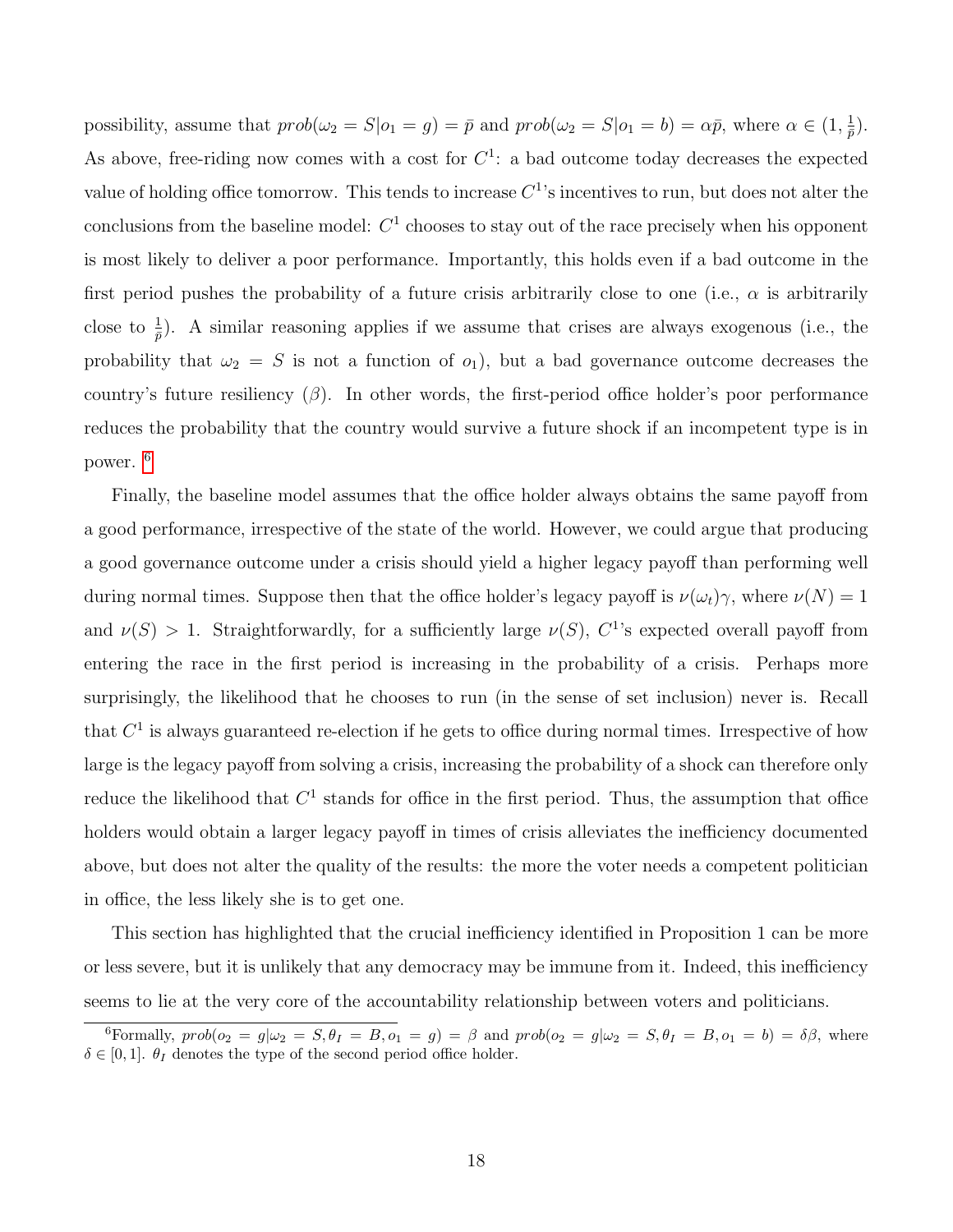possibility, assume that $prob(\omega_2 = S|o_1 = g) = \bar{p}$ and $prob(\omega_2 = S|o_1 = b) = \alpha\bar{p}$, where $\alpha \in (1, \frac{1}{\bar{p}})$. As above, free-riding now comes with a cost for $C^1$: a bad outcome today decreases the expected value of holding office tomorrow. This tends to increase $C^1$'s incentives to run, but does not alter the conclusions from the baseline model: $C^1$ chooses to stay out of the race precisely when his opponent is most likely to deliver a poor performance. Importantly, this holds even if a bad outcome in the first period pushes the probability of a future crisis arbitrarily close to one (i.e., $\alpha$ is arbitrarily close to $\frac{1}{\bar{p}}$). A similar reasoning applies if we assume that crises are always exogenous (i.e., the probability that $\omega_2 = S$ is not a function of $o_1$), but a bad governance outcome decreases the country's future resiliency ($\beta$). In other words, the first-period office holder's poor performance reduces the probability that the country would survive a future shock if an incompetent type is in power. [6]

Finally, the baseline model assumes that the office holder always obtains the same payoff from a good performance, irrespective of the state of the world. However, we could argue that producing a good governance outcome under a crisis should yield a higher legacy payoff than performing well during normal times. Suppose then that the office holder's legacy payoff is $\nu(\omega_t)\gamma$, where $\nu(N) = 1$ and $\nu(S) > 1$. Straightforwardly, for a sufficiently large $\nu(S)$, $C^1$'s expected overall payoff from entering the race in the first period is increasing in the probability of a crisis. Perhaps more surprisingly, the likelihood that he chooses to run (in the sense of set inclusion) never is. Recall that $C^1$ is always guaranteed re-election if he gets to office during normal times. Irrespective of how large is the legacy payoff from solving a crisis, increasing the probability of a shock can therefore only reduce the likelihood that $C^1$ stands for office in the first period. Thus, the assumption that office holders would obtain a larger legacy payoff in times of crisis alleviates the inefficiency documented above, but does not alter the quality of the results: the more the voter needs a competent politician in office, the less likely she is to get one.

This section has highlighted that the crucial inefficiency identified in Proposition 1 can be more or less severe, but it is unlikely that any democracy may be immune from it. Indeed, this inefficiency seems to lie at the very core of the accountability relationship between voters and politicians.

[6] Formally, $prob(o_2 = g|\omega_2 = S, \theta_I = B, o_1 = g) = \beta$ and $prob(o_2 = g|\omega_2 = S, \theta_I = B, o_1 = b) = \delta\beta$, where $\delta \in [0, 1]$. $\theta_I$ denotes the type of the second period office holder.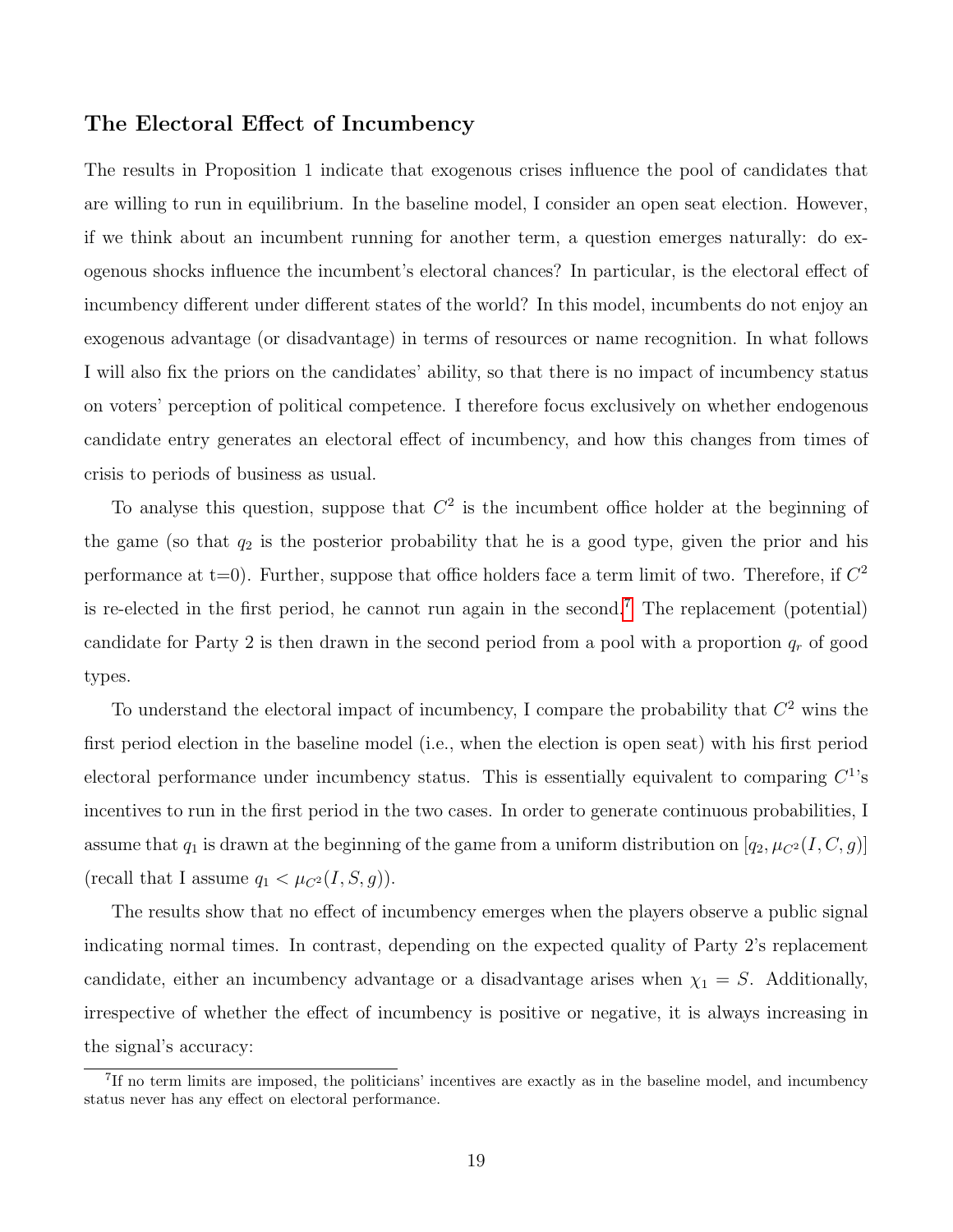### The Electoral Effect of Incumbency

The results in Proposition 1 indicate that exogenous crises influence the pool of candidates that are willing to run in equilibrium. In the baseline model, I consider an open seat election. However, if we think about an incumbent running for another term, a question emerges naturally: do exogenous shocks influence the incumbent's electoral chances? In particular, is the electoral effect of incumbency different under different states of the world? In this model, incumbents do not enjoy an exogenous advantage (or disadvantage) in terms of resources or name recognition. In what follows I will also fix the priors on the candidates' ability, so that there is no impact of incumbency status on voters' perception of political competence. I therefore focus exclusively on whether endogenous candidate entry generates an electoral effect of incumbency, and how this changes from times of crisis to periods of business as usual.

To analyse this question, suppose that $C^2$ is the incumbent office holder at the beginning of the game (so that $q_2$ is the posterior probability that he is a good type, given the prior and his performance at t=0). Further, suppose that office holders face a term limit of two. Therefore, if $C^2$ is re-elected in the first period, he cannot run again in the second.[7] The replacement (potential) candidate for Party 2 is then drawn in the second period from a pool with a proportion $q_r$ of good types.

To understand the electoral impact of incumbency, I compare the probability that $C^2$ wins the first period election in the baseline model (i.e., when the election is open seat) with his first period electoral performance under incumbency status. This is essentially equivalent to comparing $C^1$'s incentives to run in the first period in the two cases. In order to generate continuous probabilities, I assume that $q_1$ is drawn at the beginning of the game from a uniform distribution on $[q_2, \mu_{C^2}(I, C, g)]$ (recall that I assume $q_1 < \mu_{C^2}(I, S, g)$).

The results show that no effect of incumbency emerges when the players observe a public signal indicating normal times. In contrast, depending on the expected quality of Party 2's replacement candidate, either an incumbency advantage or a disadvantage arises when $\chi_1 = S$. Additionally, irrespective of whether the effect of incumbency is positive or negative, it is always increasing in the signal's accuracy:

[7] If no term limits are imposed, the politicians' incentives are exactly as in the baseline model, and incumbency status never has any effect on electoral performance.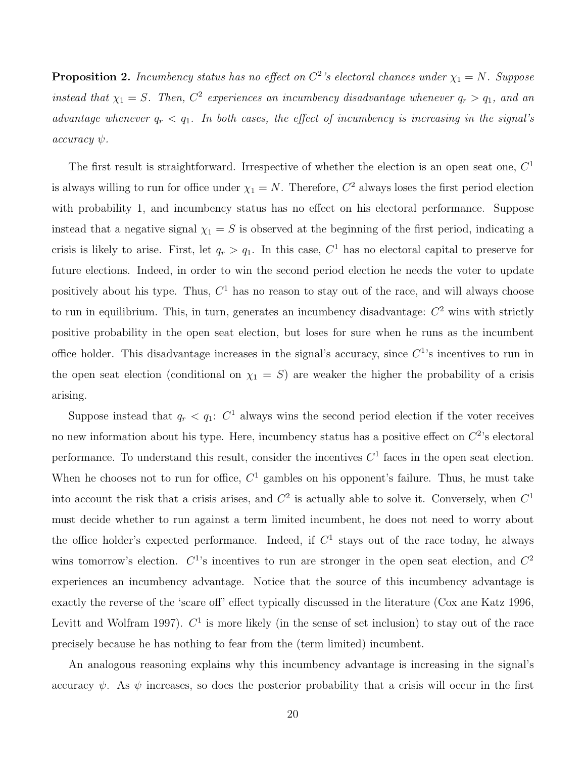**Proposition 2.** *Incumbency status has no effect on $C^2$'s electoral chances under $\chi_1 = N$. Suppose instead that $\chi_1 = S$. Then, $C^2$ experiences an incumbency disadvantage whenever $q_r > q_1$, and an advantage whenever $q_r < q_1$. In both cases, the effect of incumbency is increasing in the signal's accuracy $\psi$.*

The first result is straightforward. Irrespective of whether the election is an open seat one, $C^1$ is always willing to run for office under $\chi_1 = N$. Therefore, $C^2$ always loses the first period election with probability 1, and incumbency status has no effect on his electoral performance. Suppose instead that a negative signal $\chi_1 = S$ is observed at the beginning of the first period, indicating a crisis is likely to arise. First, let $q_r > q_1$. In this case, $C^1$ has no electoral capital to preserve for future elections. Indeed, in order to win the second period election he needs the voter to update positively about his type. Thus, $C^1$ has no reason to stay out of the race, and will always choose to run in equilibrium. This, in turn, generates an incumbency disadvantage: $C^2$ wins with strictly positive probability in the open seat election, but loses for sure when he runs as the incumbent office holder. This disadvantage increases in the signal's accuracy, since $C^1$'s incentives to run in the open seat election (conditional on $\chi_1 = S$) are weaker the higher the probability of a crisis arising.

Suppose instead that $q_r < q_1$: $C^1$ always wins the second period election if the voter receives no new information about his type. Here, incumbency status has a positive effect on $C^2$'s electoral performance. To understand this result, consider the incentives $C^1$ faces in the open seat election. When he chooses not to run for office, $C^1$ gambles on his opponent's failure. Thus, he must take into account the risk that a crisis arises, and $C^2$ is actually able to solve it. Conversely, when $C^1$ must decide whether to run against a term limited incumbent, he does not need to worry about the office holder's expected performance. Indeed, if $C^1$ stays out of the race today, he always wins tomorrow's election. $C^1$'s incentives to run are stronger in the open seat election, and $C^2$ experiences an incumbency advantage. Notice that the source of this incumbency advantage is exactly the reverse of the 'scare off' effect typically discussed in the literature (Cox ane Katz 1996, Levitt and Wolfram 1997). $C^1$ is more likely (in the sense of set inclusion) to stay out of the race precisely because he has nothing to fear from the (term limited) incumbent.

An analogous reasoning explains why this incumbency advantage is increasing in the signal's accuracy $\psi$. As $\psi$ increases, so does the posterior probability that a crisis will occur in the first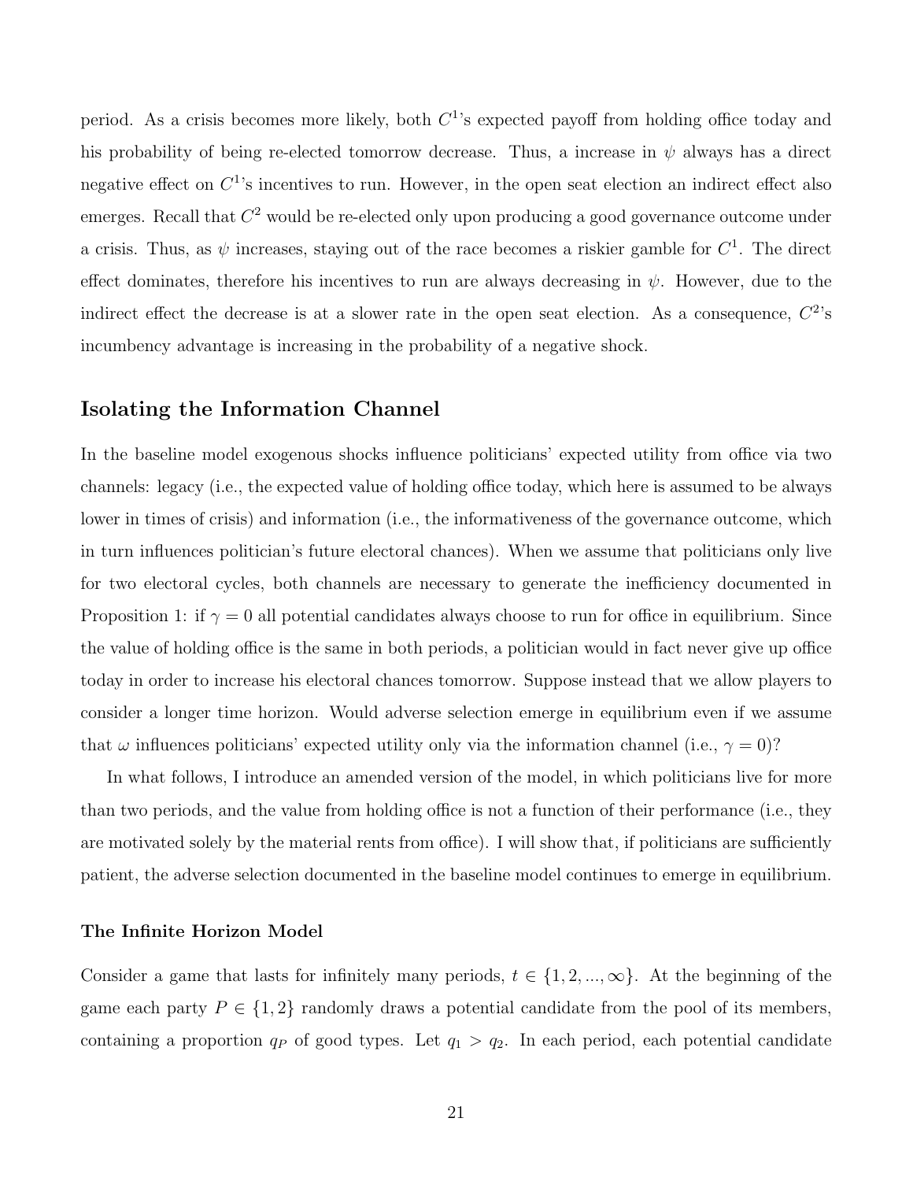period. As a crisis becomes more likely, both $C^1$'s expected payoff from holding office today and his probability of being re-elected tomorrow decrease. Thus, a increase in $\psi$ always has a direct negative effect on $C^1$'s incentives to run. However, in the open seat election an indirect effect also emerges. Recall that $C^2$ would be re-elected only upon producing a good governance outcome under a crisis. Thus, as $\psi$ increases, staying out of the race becomes a riskier gamble for $C^1$. The direct effect dominates, therefore his incentives to run are always decreasing in $\psi$. However, due to the indirect effect the decrease is at a slower rate in the open seat election. As a consequence, $C^2$'s incumbency advantage is increasing in the probability of a negative shock.

## Isolating the Information Channel

In the baseline model exogenous shocks influence politicians' expected utility from office via two channels: legacy (i.e., the expected value of holding office today, which here is assumed to be always lower in times of crisis) and information (i.e., the informativeness of the governance outcome, which in turn influences politician's future electoral chances). When we assume that politicians only live for two electoral cycles, both channels are necessary to generate the inefficiency documented in Proposition 1: if $\gamma = 0$ all potential candidates always choose to run for office in equilibrium. Since the value of holding office is the same in both periods, a politician would in fact never give up office today in order to increase his electoral chances tomorrow. Suppose instead that we allow players to consider a longer time horizon. Would adverse selection emerge in equilibrium even if we assume that $\omega$ influences politicians' expected utility only via the information channel (i.e., $\gamma = 0$)?

In what follows, I introduce an amended version of the model, in which politicians live for more than two periods, and the value from holding office is not a function of their performance (i.e., they are motivated solely by the material rents from office). I will show that, if politicians are sufficiently patient, the adverse selection documented in the baseline model continues to emerge in equilibrium.

### The Infinite Horizon Model

Consider a game that lasts for infinitely many periods, $t \in \{1, 2, ..., \infty\}$. At the beginning of the game each party $P \in \{1, 2\}$ randomly draws a potential candidate from the pool of its members, containing a proportion $q_P$ of good types. Let $q_1 > q_2$. In each period, each potential candidate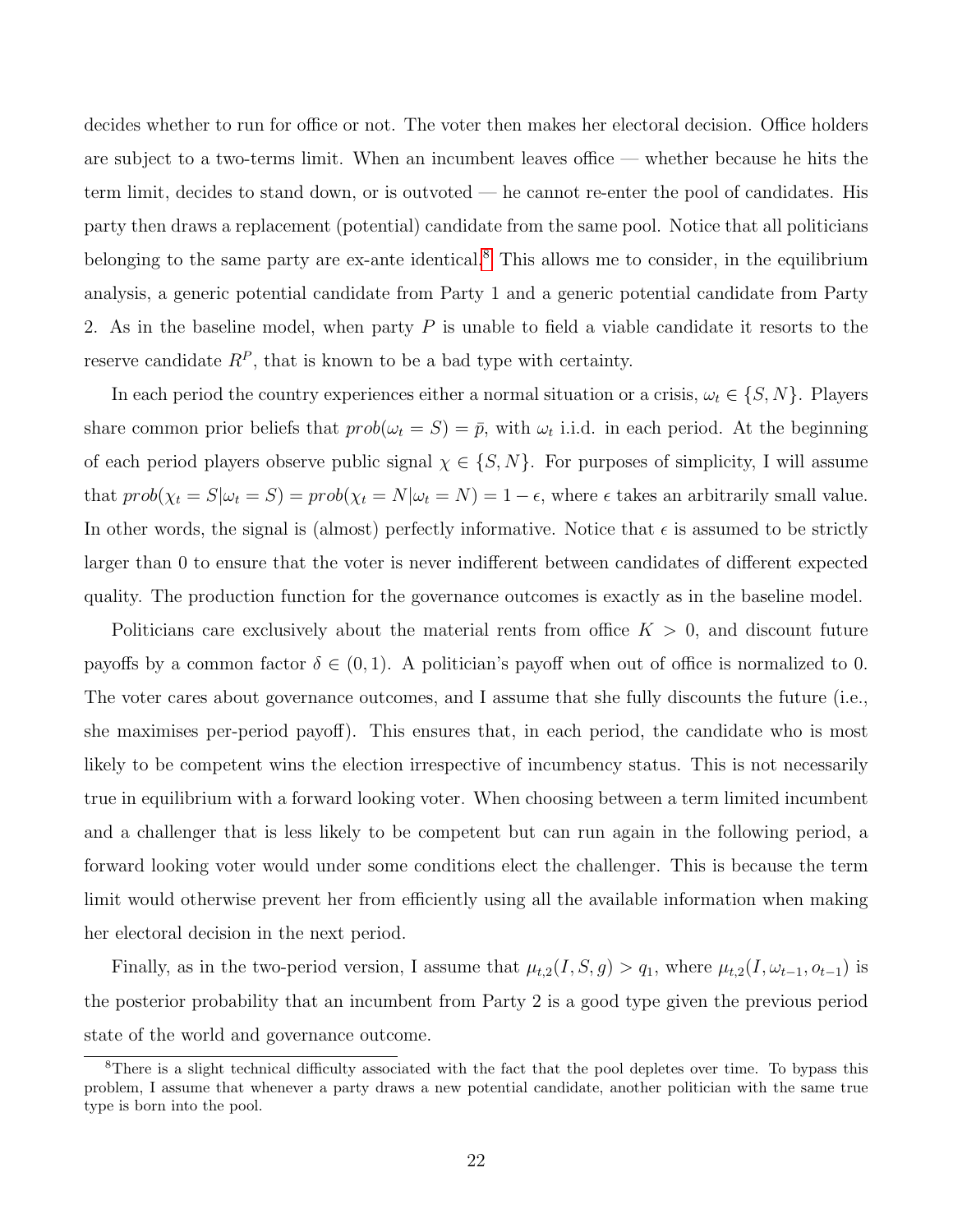decides whether to run for office or not. The voter then makes her electoral decision. Office holders are subject to a two-terms limit. When an incumbent leaves office — whether because he hits the term limit, decides to stand down, or is outvoted — he cannot re-enter the pool of candidates. His party then draws a replacement (potential) candidate from the same pool. Notice that all politicians belonging to the same party are ex-ante identical.[8] This allows me to consider, in the equilibrium analysis, a generic potential candidate from Party 1 and a generic potential candidate from Party 2. As in the baseline model, when party $P$ is unable to field a viable candidate it resorts to the reserve candidate $R^P$, that is known to be a bad type with certainty.

In each period the country experiences either a normal situation or a crisis, $\omega_t \in \{S, N\}$. Players share common prior beliefs that $prob(\omega_t = S) = \bar{p}$, with $\omega_t$ i.i.d. in each period. At the beginning of each period players observe public signal $\chi \in \{S, N\}$. For purposes of simplicity, I will assume that $prob(\chi_t = S|\omega_t = S) = prob(\chi_t = N|\omega_t = N) = 1 - \epsilon$, where $\epsilon$ takes an arbitrarily small value. In other words, the signal is (almost) perfectly informative. Notice that $\epsilon$ is assumed to be strictly larger than 0 to ensure that the voter is never indifferent between candidates of different expected quality. The production function for the governance outcomes is exactly as in the baseline model.

Politicians care exclusively about the material rents from office $K > 0$, and discount future payoffs by a common factor $\delta \in (0, 1)$. A politician's payoff when out of office is normalized to 0. The voter cares about governance outcomes, and I assume that she fully discounts the future (i.e., she maximises per-period payoff). This ensures that, in each period, the candidate who is most likely to be competent wins the election irrespective of incumbency status. This is not necessarily true in equilibrium with a forward looking voter. When choosing between a term limited incumbent and a challenger that is less likely to be competent but can run again in the following period, a forward looking voter would under some conditions elect the challenger. This is because the term limit would otherwise prevent her from efficiently using all the available information when making her electoral decision in the next period.

Finally, as in the two-period version, I assume that $\mu_{t,2}(I, S, g) > q_1$, where $\mu_{t,2}(I, \omega_{t-1}, o_{t-1})$ is the posterior probability that an incumbent from Party 2 is a good type given the previous period state of the world and governance outcome.

[8] There is a slight technical difficulty associated with the fact that the pool depletes over time. To bypass this problem, I assume that whenever a party draws a new potential candidate, another politician with the same true type is born into the pool.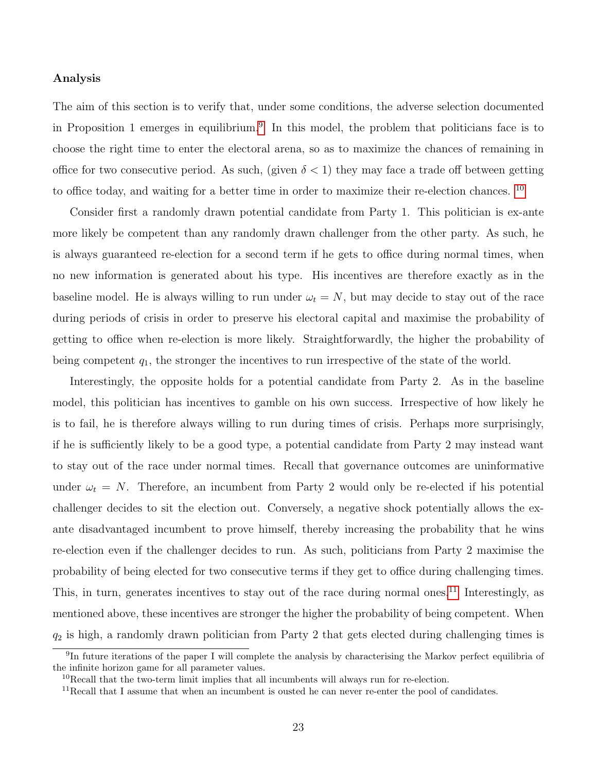**Analysis**

The aim of this section is to verify that, under some conditions, the adverse selection documented in Proposition 1 emerges in equilibrium.[9] In this model, the problem that politicians face is to choose the right time to enter the electoral arena, so as to maximize the chances of remaining in office for two consecutive period. As such, (given $\delta < 1$) they may face a trade off between getting to office today, and waiting for a better time in order to maximize their re-election chances. [10]

Consider first a randomly drawn potential candidate from Party 1. This politician is ex-ante more likely be competent than any randomly drawn challenger from the other party. As such, he is always guaranteed re-election for a second term if he gets to office during normal times, when no new information is generated about his type. His incentives are therefore exactly as in the baseline model. He is always willing to run under $\omega_t = N$, but may decide to stay out of the race during periods of crisis in order to preserve his electoral capital and maximise the probability of getting to office when re-election is more likely. Straightforwardly, the higher the probability of being competent $q_1$, the stronger the incentives to run irrespective of the state of the world.

Interestingly, the opposite holds for a potential candidate from Party 2. As in the baseline model, this politician has incentives to gamble on his own success. Irrespective of how likely he is to fail, he is therefore always willing to run during times of crisis. Perhaps more surprisingly, if he is sufficiently likely to be a good type, a potential candidate from Party 2 may instead want to stay out of the race under normal times. Recall that governance outcomes are uninformative under $\omega_t = N$. Therefore, an incumbent from Party 2 would only be re-elected if his potential challenger decides to sit the election out. Conversely, a negative shock potentially allows the ex-ante disadvantaged incumbent to prove himself, thereby increasing the probability that he wins re-election even if the challenger decides to run. As such, politicians from Party 2 maximise the probability of being elected for two consecutive terms if they get to office during challenging times. This, in turn, generates incentives to stay out of the race during normal ones.[11] Interestingly, as mentioned above, these incentives are stronger the higher the probability of being competent. When $q_2$ is high, a randomly drawn politician from Party 2 that gets elected during challenging times is

---

[9] In future iterations of the paper I will complete the analysis by characterising the Markov perfect equilibria of the infinite horizon game for all parameter values.

[10] Recall that the two-term limit implies that all incumbents will always run for re-election.

[11] Recall that I assume that when an incumbent is ousted he can never re-enter the pool of candidates.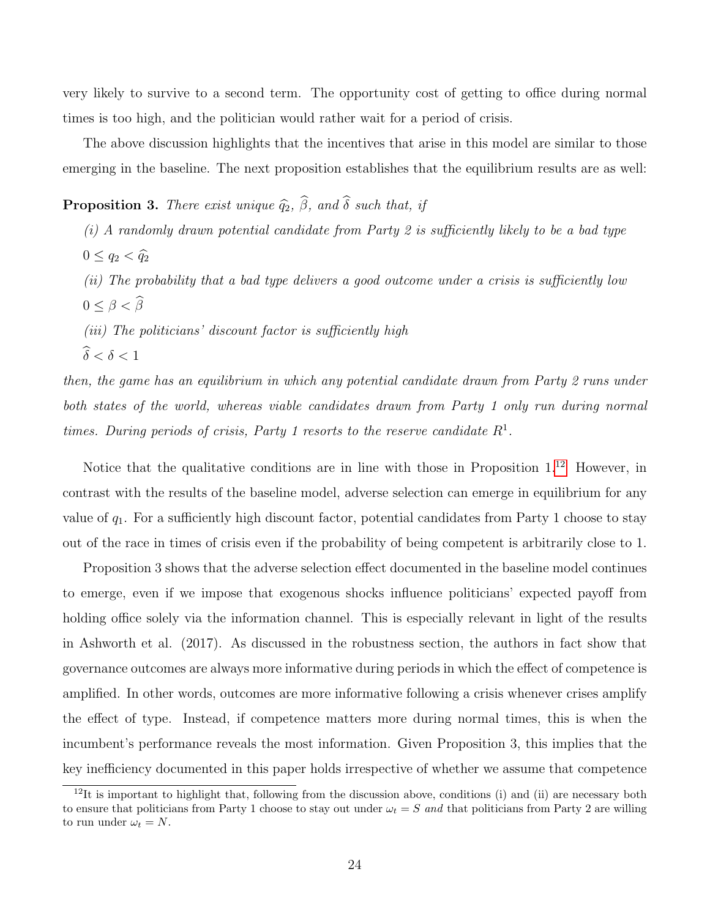very likely to survive to a second term. The opportunity cost of getting to office during normal times is too high, and the politician would rather wait for a period of crisis.

The above discussion highlights that the incentives that arise in this model are similar to those emerging in the baseline. The next proposition establishes that the equilibrium results are as well:

**Proposition 3.** *There exist unique $\widehat{q}_2$, $\widehat{\beta}$, and $\widehat{\delta}$ such that, if*

*(i) A randomly drawn potential candidate from Party 2 is sufficiently likely to be a bad type* $0 \leq q_2 < \widehat{q}_2$

*(ii) The probability that a bad type delivers a good outcome under a crisis is sufficiently low* $0 \leq \beta < \widehat{\beta}$

*(iii) The politicians' discount factor is sufficiently high* $\widehat{\delta} < \delta < 1$

*then, the game has an equilibrium in which any potential candidate drawn from Party 2 runs under both states of the world, whereas viable candidates drawn from Party 1 only run during normal times. During periods of crisis, Party 1 resorts to the reserve candidate $R^1$.*

Notice that the qualitative conditions are in line with those in Proposition 1.[12] However, in contrast with the results of the baseline model, adverse selection can emerge in equilibrium for any value of $q_1$. For a sufficiently high discount factor, potential candidates from Party 1 choose to stay out of the race in times of crisis even if the probability of being competent is arbitrarily close to 1.

Proposition 3 shows that the adverse selection effect documented in the baseline model continues to emerge, even if we impose that exogenous shocks influence politicians' expected payoff from holding office solely via the information channel. This is especially relevant in light of the results in Ashworth et al. (2017). As discussed in the robustness section, the authors in fact show that governance outcomes are always more informative during periods in which the effect of competence is amplified. In other words, outcomes are more informative following a crisis whenever crises amplify the effect of type. Instead, if competence matters more during normal times, this is when the incumbent's performance reveals the most information. Given Proposition 3, this implies that the key inefficiency documented in this paper holds irrespective of whether we assume that competence

[12] It is important to highlight that, following from the discussion above, conditions (i) and (ii) are necessary both to ensure that politicians from Party 1 choose to stay out under $\omega_t = S$ *and* that politicians from Party 2 are willing to run under $\omega_t = N$.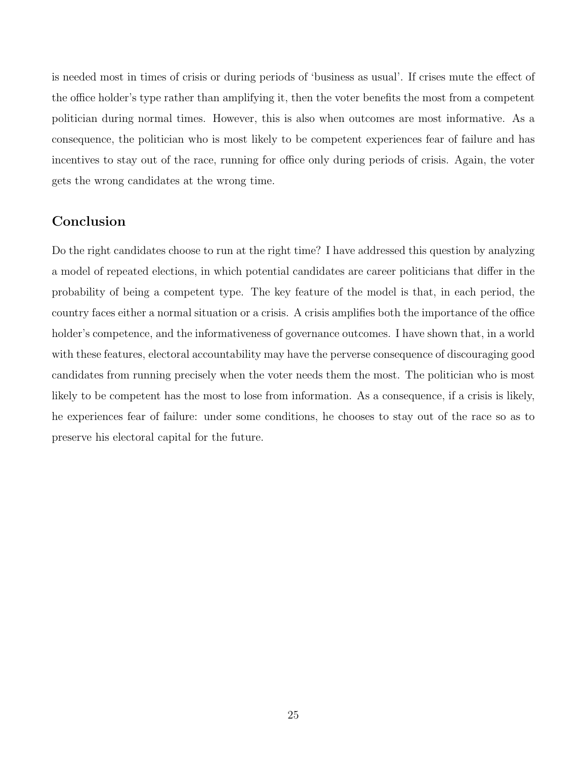is needed most in times of crisis or during periods of 'business as usual'. If crises mute the effect of the office holder's type rather than amplifying it, then the voter benefits the most from a competent politician during normal times. However, this is also when outcomes are most informative. As a consequence, the politician who is most likely to be competent experiences fear of failure and has incentives to stay out of the race, running for office only during periods of crisis. Again, the voter gets the wrong candidates at the wrong time.

## Conclusion

Do the right candidates choose to run at the right time? I have addressed this question by analyzing a model of repeated elections, in which potential candidates are career politicians that differ in the probability of being a competent type. The key feature of the model is that, in each period, the country faces either a normal situation or a crisis. A crisis amplifies both the importance of the office holder's competence, and the informativeness of governance outcomes. I have shown that, in a world with these features, electoral accountability may have the perverse consequence of discouraging good candidates from running precisely when the voter needs them the most. The politician who is most likely to be competent has the most to lose from information. As a consequence, if a crisis is likely, he experiences fear of failure: under some conditions, he chooses to stay out of the race so as to preserve his electoral capital for the future.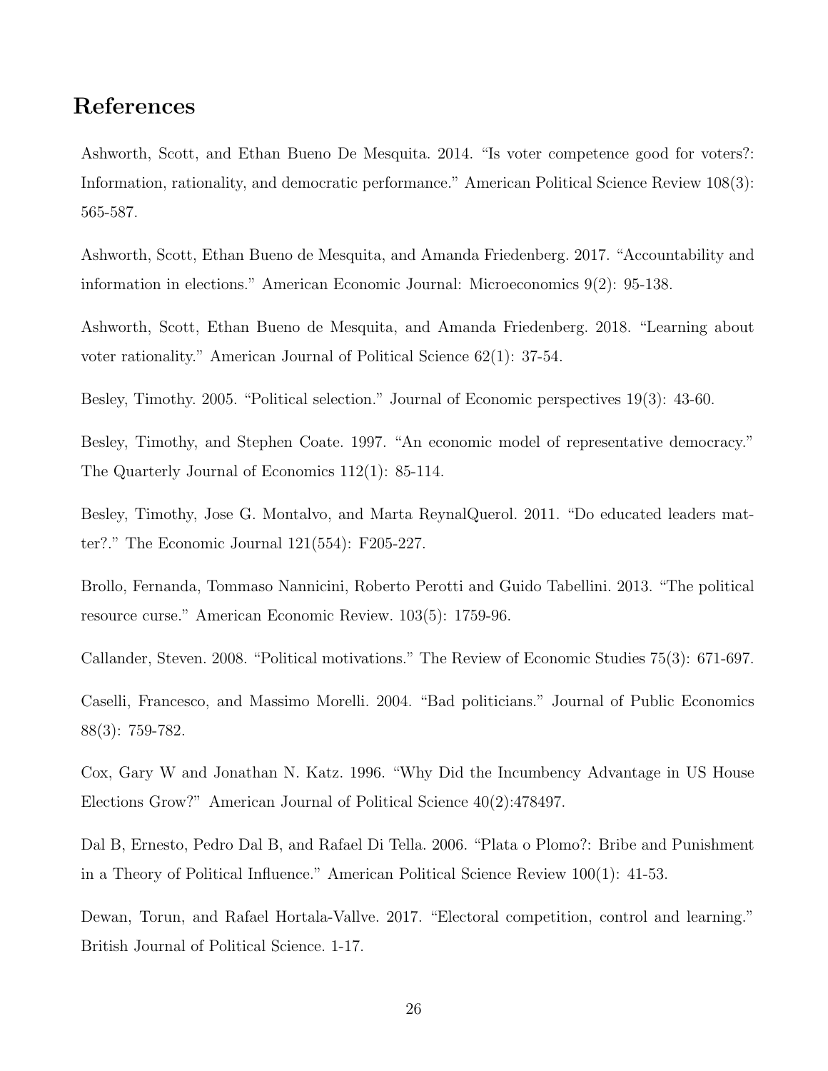## References

Ashworth, Scott, and Ethan Bueno De Mesquita. 2014. "Is voter competence good for voters?: Information, rationality, and democratic performance." American Political Science Review 108(3): 565-587.

Ashworth, Scott, Ethan Bueno de Mesquita, and Amanda Friedenberg. 2017. "Accountability and information in elections." American Economic Journal: Microeconomics 9(2): 95-138.

Ashworth, Scott, Ethan Bueno de Mesquita, and Amanda Friedenberg. 2018. "Learning about voter rationality." American Journal of Political Science 62(1): 37-54.

Besley, Timothy. 2005. "Political selection." Journal of Economic perspectives 19(3): 43-60.

Besley, Timothy, and Stephen Coate. 1997. "An economic model of representative democracy." The Quarterly Journal of Economics 112(1): 85-114.

Besley, Timothy, Jose G. Montalvo, and Marta ReynalQuerol. 2011. "Do educated leaders matter?." The Economic Journal 121(554): F205-227.

Brollo, Fernanda, Tommaso Nannicini, Roberto Perotti and Guido Tabellini. 2013. "The political resource curse." American Economic Review. 103(5): 1759-96.

Callander, Steven. 2008. "Political motivations." The Review of Economic Studies 75(3): 671-697.

Caselli, Francesco, and Massimo Morelli. 2004. "Bad politicians." Journal of Public Economics 88(3): 759-782.

Cox, Gary W and Jonathan N. Katz. 1996. "Why Did the Incumbency Advantage in US House Elections Grow?" American Journal of Political Science 40(2):478497.

Dal B, Ernesto, Pedro Dal B, and Rafael Di Tella. 2006. "Plata o Plomo?: Bribe and Punishment in a Theory of Political Influence." American Political Science Review 100(1): 41-53.

Dewan, Torun, and Rafael Hortala-Vallve. 2017. "Electoral competition, control and learning." British Journal of Political Science. 1-17.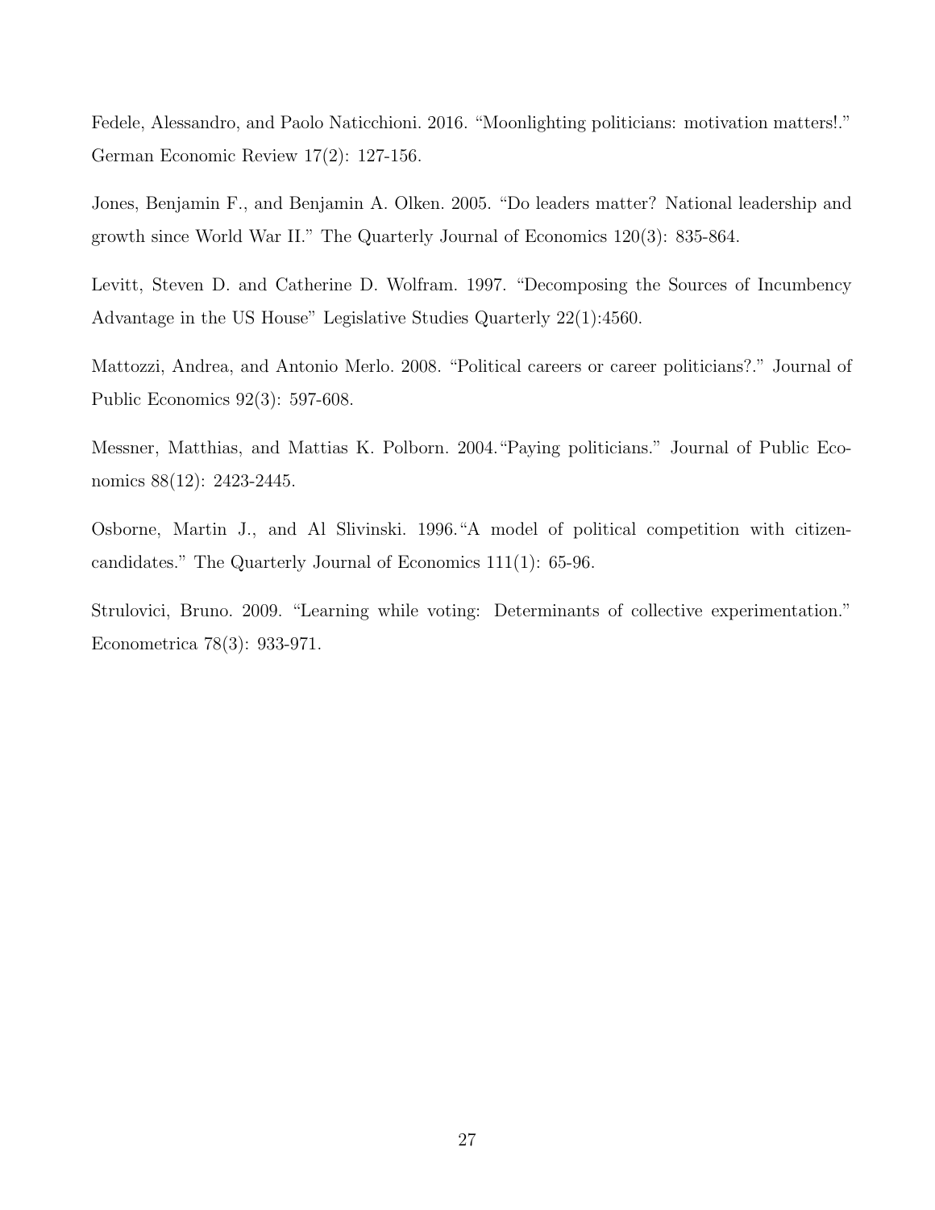Fedele, Alessandro, and Paolo Naticchioni. 2016. "Moonlighting politicians: motivation matters!." German Economic Review 17(2): 127-156.

Jones, Benjamin F., and Benjamin A. Olken. 2005. "Do leaders matter? National leadership and growth since World War II." The Quarterly Journal of Economics 120(3): 835-864.

Levitt, Steven D. and Catherine D. Wolfram. 1997. "Decomposing the Sources of Incumbency Advantage in the US House" Legislative Studies Quarterly 22(1):4560.

Mattozzi, Andrea, and Antonio Merlo. 2008. "Political careers or career politicians?." Journal of Public Economics 92(3): 597-608.

Messner, Matthias, and Mattias K. Polborn. 2004."Paying politicians." Journal of Public Economics 88(12): 2423-2445.

Osborne, Martin J., and Al Slivinski. 1996."A model of political competition with citizen-candidates." The Quarterly Journal of Economics 111(1): 65-96.

Strulovici, Bruno. 2009. "Learning while voting: Determinants of collective experimentation." Econometrica 78(3): 933-971.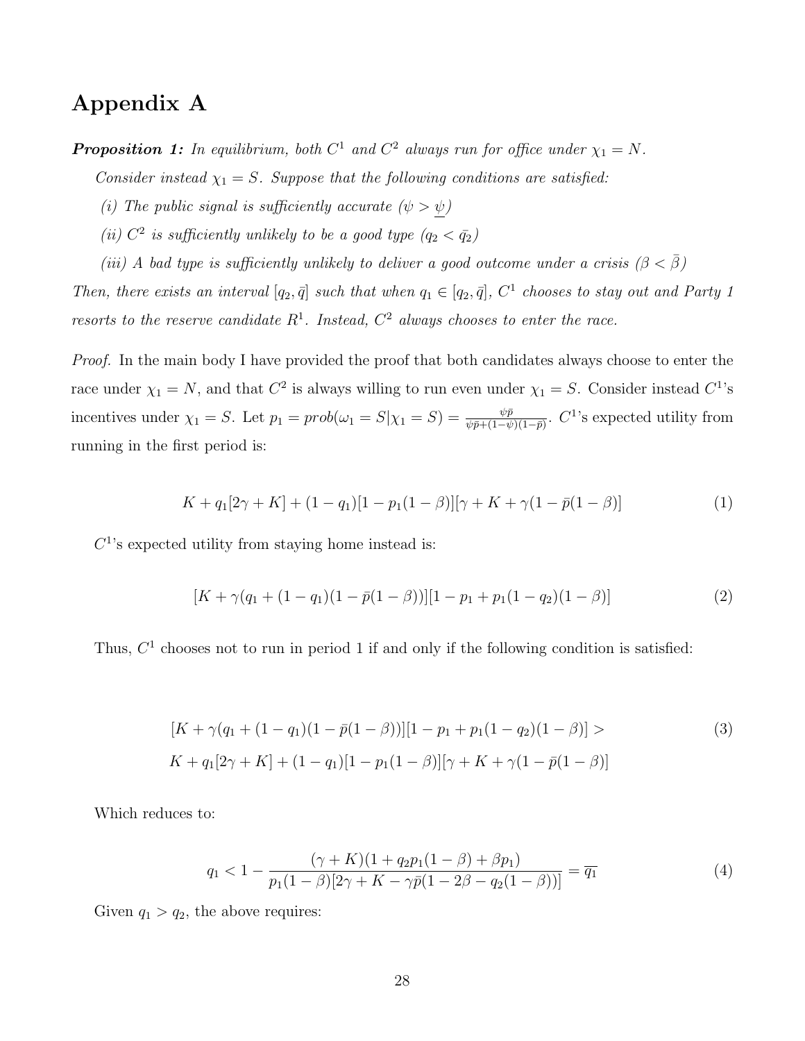# Appendix A

***Proposition 1:*** *In equilibrium, both $C^1$ and $C^2$ always run for office under $\chi_1 = N$.*

*Consider instead $\chi_1 = S$. Suppose that the following conditions are satisfied:*

*(i) The public signal is sufficiently accurate ($\psi > \underline{\psi}$)*

*(ii) $C^2$ is sufficiently unlikely to be a good type ($q_2 < \bar{q_2}$)*

*(iii) A bad type is sufficiently unlikely to deliver a good outcome under a crisis ($\beta < \bar{\beta}$)*

*Then, there exists an interval $[q_2, \bar{q}]$ such that when $q_1 \in [q_2, \bar{q}]$, $C^1$ chooses to stay out and Party 1 resorts to the reserve candidate $R^1$. Instead, $C^2$ always chooses to enter the race.*

*Proof.* In the main body I have provided the proof that both candidates always choose to enter the race under $\chi_1 = N$, and that $C^2$ is always willing to run even under $\chi_1 = S$. Consider instead $C^1$'s incentives under $\chi_1 = S$. Let $p_1 = prob(\omega_1 = S|\chi_1 = S) = \frac{\psi\bar{p}}{\psi\bar{p}+(1-\psi)(1-\bar{p})}$. $C^1$'s expected utility from running in the first period is:

$$K + q_1[2\gamma + K] + (1 - q_1)[1 - p_1(1 - \beta)][\gamma + K + \gamma(1 - \bar{p}(1 - \beta)] \tag{1}$$

$C^1$'s expected utility from staying home instead is:

$$[K + \gamma(q_1 + (1 - q_1)(1 - \bar{p}(1 - \beta))][1 - p_1 + p_1(1 - q_2)(1 - \beta)] \tag{2}$$

Thus, $C^1$ chooses not to run in period 1 if and only if the following condition is satisfied:

$$\begin{aligned}&[K + \gamma(q_1 + (1 - q_1)(1 - \bar{p}(1 - \beta))][1 - p_1 + p_1(1 - q_2)(1 - \beta)] > \\ &K + q_1[2\gamma + K] + (1 - q_1)[1 - p_1(1 - \beta)][\gamma + K + \gamma(1 - \bar{p}(1 - \beta)]\end{aligned} \tag{3}$$

Which reduces to:

$$q_1 < 1 - \frac{(\gamma + K)(1 + q_2p_1(1 - \beta) + \beta p_1)}{p_1(1 - \beta)[2\gamma + K - \gamma\bar{p}(1 - 2\beta - q_2(1 - \beta))]} = \overline{q_1} \tag{4}$$

Given $q_1 > q_2$, the above requires: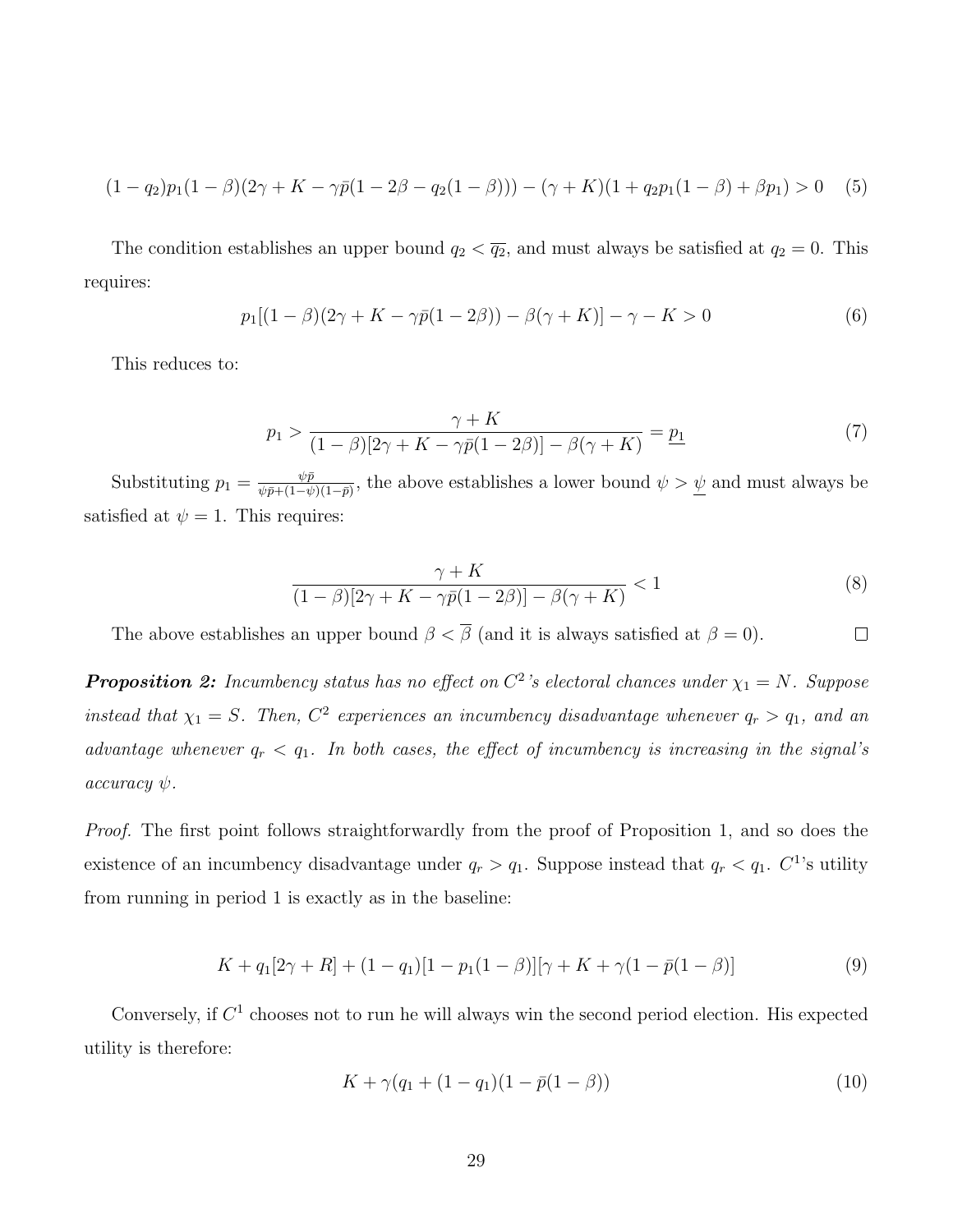$$(1-q_2)p_1(1-\beta)(2\gamma+K-\gamma\bar{p}(1-2\beta-q_2(1-\beta)))-(\gamma+K)(1+q_2p_1(1-\beta)+\beta p_1)>0 \quad (5)$$

The condition establishes an upper bound $q_2 < \overline{q_2}$, and must always be satisfied at $q_2 = 0$. This requires:

$$p_1[(1-\beta)(2\gamma+K-\gamma\bar{p}(1-2\beta))-\beta(\gamma+K)]-\gamma-K>0 \quad (6)$$

This reduces to:

$$p_1 > \frac{\gamma+K}{(1-\beta)[2\gamma+K-\gamma\bar{p}(1-2\beta)]-\beta(\gamma+K)} = \underline{p_1} \quad (7)$$

Substituting $p_1 = \frac{\psi\bar{p}}{\psi\bar{p}+(1-\psi)(1-\bar{p})}$, the above establishes a lower bound $\psi > \underline{\psi}$ and must always be satisfied at $\psi = 1$. This requires:

$$\frac{\gamma+K}{(1-\beta)[2\gamma+K-\gamma\bar{p}(1-2\beta)]-\beta(\gamma+K)} < 1 \quad (8)$$

The above establishes an upper bound $\beta < \overline{\beta}$ (and it is always satisfied at $\beta = 0$). □

***Proposition 2:*** *Incumbency status has no effect on $C^2$'s electoral chances under $\chi_1 = N$. Suppose instead that $\chi_1 = S$. Then, $C^2$ experiences an incumbency disadvantage whenever $q_r > q_1$, and an advantage whenever $q_r < q_1$. In both cases, the effect of incumbency is increasing in the signal's accuracy $\psi$.*

*Proof.* The first point follows straightforwardly from the proof of Proposition 1, and so does the existence of an incumbency disadvantage under $q_r > q_1$. Suppose instead that $q_r < q_1$. $C^1$'s utility from running in period 1 is exactly as in the baseline:

$$K + q_1[2\gamma + R] + (1-q_1)[1-p_1(1-\beta)][\gamma + K + \gamma(1-\bar{p}(1-\beta)] \quad (9)$$

Conversely, if $C^1$ chooses not to run he will always win the second period election. His expected utility is therefore:

$$K + \gamma(q_1 + (1-q_1)(1-\bar{p}(1-\beta)) \quad (10)$$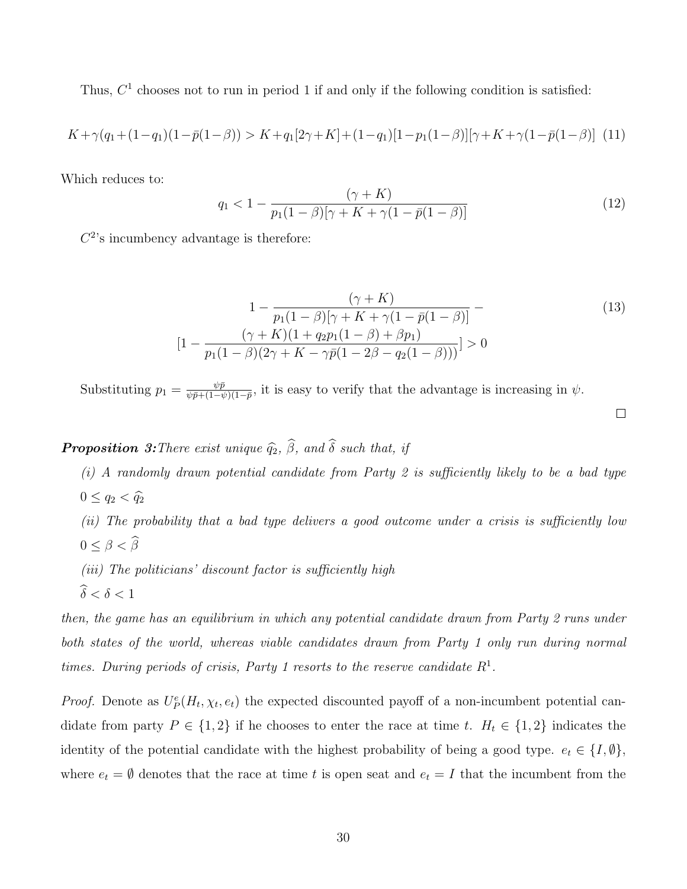Thus, $C^1$ chooses not to run in period 1 if and only if the following condition is satisfied:

$$K+\gamma(q_1+(1-q_1)(1-\bar{p}(1-\beta)) > K+q_1[2\gamma+K]+(1-q_1)[1-p_1(1-\beta)][\gamma+K+\gamma(1-\bar{p}(1-\beta)] \quad (11)$$

Which reduces to:

$$q_1 < 1 - \frac{(\gamma+K)}{p_1(1-\beta)[\gamma+K+\gamma(1-\bar{p}(1-\beta)]} \quad (12)$$

$C^2$'s incumbency advantage is therefore:

$$\begin{aligned} 1 - \frac{(\gamma+K)}{p_1(1-\beta)[\gamma+K+\gamma(1-\bar{p}(1-\beta)]} - \\ [1 - \frac{(\gamma+K)(1+q_2p_1(1-\beta)+\beta p_1)}{p_1(1-\beta)(2\gamma+K-\gamma\bar{p}(1-2\beta-q_2(1-\beta)))}] > 0 \end{aligned} \quad (13)$$

Substituting $p_1 = \frac{\psi\bar{p}}{\psi\bar{p}+(1-\psi)(1-\bar{p}}$, it is easy to verify that the advantage is increasing in $\psi$.

□

***Proposition 3:*** *There exist unique $\widehat{q_2}$, $\widehat{\beta}$, and $\widehat{\delta}$ such that, if*

*(i) A randomly drawn potential candidate from Party 2 is sufficiently likely to be a bad type $0 \leq q_2 < \widehat{q_2}$*

*(ii) The probability that a bad type delivers a good outcome under a crisis is sufficiently low $0 \leq \beta < \widehat{\beta}$*

*(iii) The politicians' discount factor is sufficiently high $\widehat{\delta} < \delta < 1$*

*then, the game has an equilibrium in which any potential candidate drawn from Party 2 runs under both states of the world, whereas viable candidates drawn from Party 1 only run during normal times. During periods of crisis, Party 1 resorts to the reserve candidate $R^1$.*

*Proof.* Denote as $U_P^e(H_t, \chi_t, e_t)$ the expected discounted payoff of a non-incumbent potential candidate from party $P \in \{1, 2\}$ if he chooses to enter the race at time $t$. $H_t \in \{1, 2\}$ indicates the identity of the potential candidate with the highest probability of being a good type. $e_t \in \{I, \emptyset\}$, where $e_t = \emptyset$ denotes that the race at time $t$ is open seat and $e_t = I$ that the incumbent from the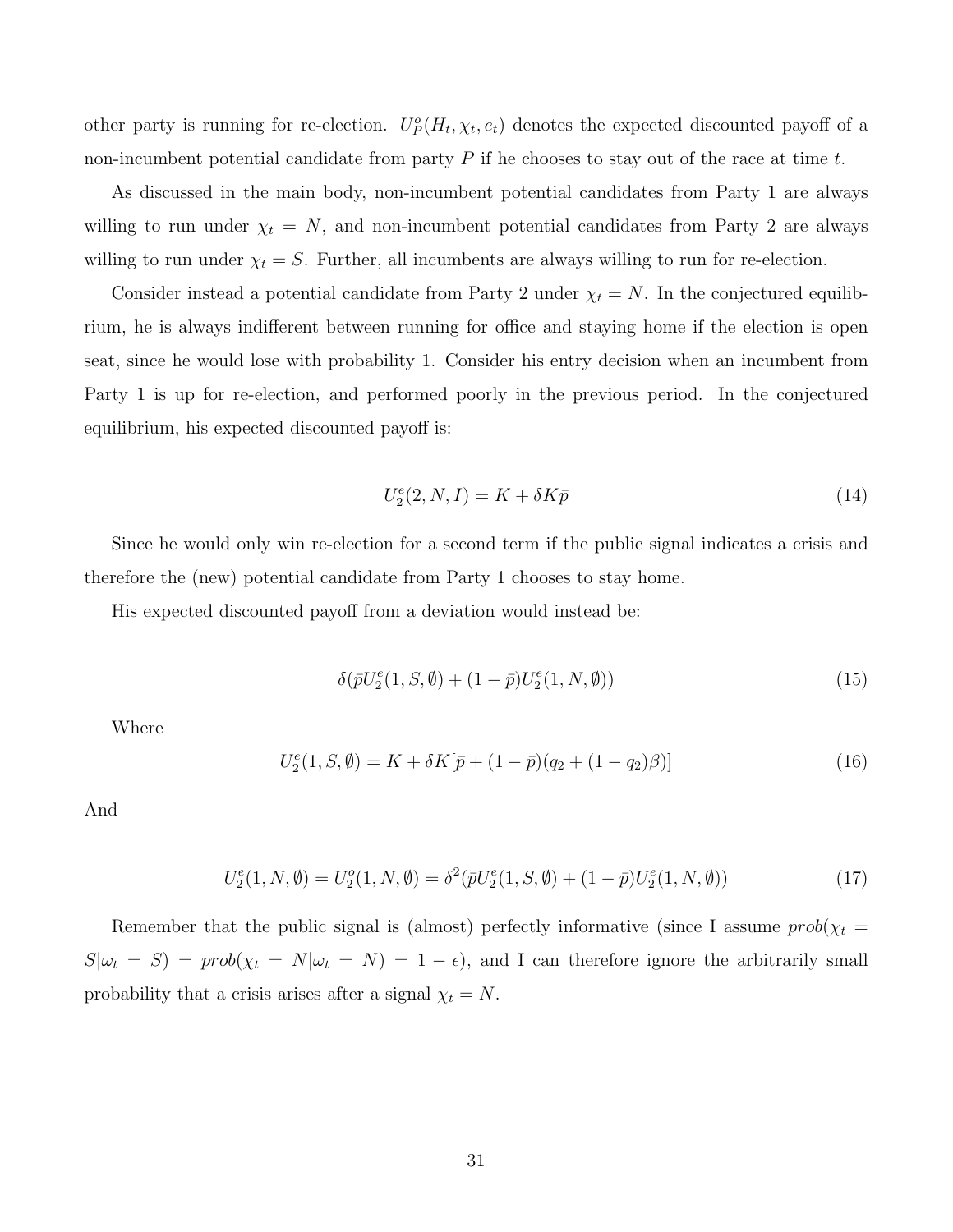other party is running for re-election. $U_P^o(H_t, \chi_t, e_t)$ denotes the expected discounted payoff of a non-incumbent potential candidate from party $P$ if he chooses to stay out of the race at time $t$.

As discussed in the main body, non-incumbent potential candidates from Party 1 are always willing to run under $\chi_t = N$, and non-incumbent potential candidates from Party 2 are always willing to run under $\chi_t = S$. Further, all incumbents are always willing to run for re-election.

Consider instead a potential candidate from Party 2 under $\chi_t = N$. In the conjectured equilibrium, he is always indifferent between running for office and staying home if the election is open seat, since he would lose with probability 1. Consider his entry decision when an incumbent from Party 1 is up for re-election, and performed poorly in the previous period. In the conjectured equilibrium, his expected discounted payoff is:

$$U_2^e(2, N, I) = K + \delta K \bar{p} \tag{14}$$

Since he would only win re-election for a second term if the public signal indicates a crisis and therefore the (new) potential candidate from Party 1 chooses to stay home.

His expected discounted payoff from a deviation would instead be:

$$\delta(\bar{p}U_2^e(1, S, \emptyset) + (1 - \bar{p})U_2^e(1, N, \emptyset)) \tag{15}$$

Where

$$U_2^e(1, S, \emptyset) = K + \delta K[\bar{p} + (1 - \bar{p})(q_2 + (1 - q_2)\beta)] \tag{16}$$

And

$$U_2^e(1, N, \emptyset) = U_2^o(1, N, \emptyset) = \delta^2(\bar{p}U_2^e(1, S, \emptyset) + (1 - \bar{p})U_2^e(1, N, \emptyset)) \tag{17}$$

Remember that the public signal is (almost) perfectly informative (since I assume $prob(\chi_t = S|\omega_t = S) = prob(\chi_t = N|\omega_t = N) = 1 - \epsilon$), and I can therefore ignore the arbitrarily small probability that a crisis arises after a signal $\chi_t = N$.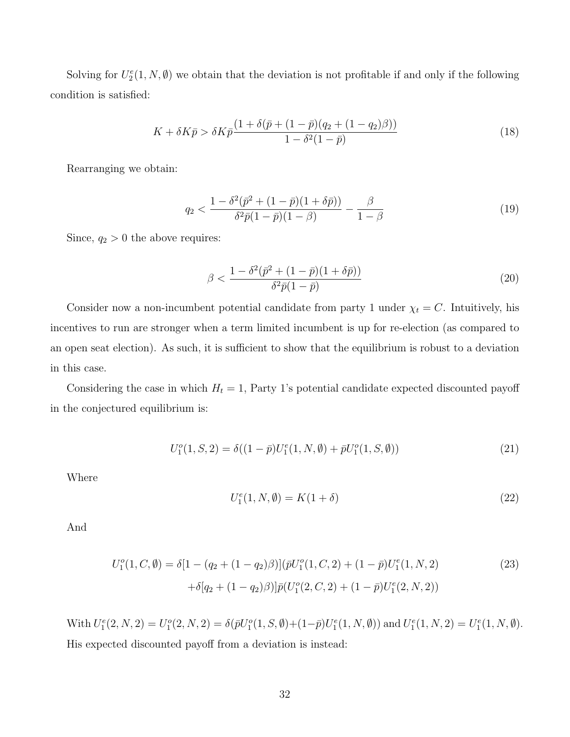Solving for $U_2^e(1, N, \emptyset)$ we obtain that the deviation is not profitable if and only if the following condition is satisfied:

$$K + \delta K\bar{p} > \delta K\bar{p}\frac{(1 + \delta(\bar{p} + (1 - \bar{p})(q_2 + (1 - q_2)\beta))}{1 - \delta^2(1 - \bar{p})} \tag{18}$$

Rearranging we obtain:

$$q_2 < \frac{1 - \delta^2(\bar{p}^2 + (1 - \bar{p})(1 + \delta\bar{p}))}{\delta^2\bar{p}(1 - \bar{p})(1 - \beta)} - \frac{\beta}{1 - \beta} \tag{19}$$

Since, $q_2 > 0$ the above requires:

$$\beta < \frac{1 - \delta^2(\bar{p}^2 + (1 - \bar{p})(1 + \delta\bar{p}))}{\delta^2\bar{p}(1 - \bar{p})} \tag{20}$$

Consider now a non-incumbent potential candidate from party 1 under $\chi_t = C$. Intuitively, his incentives to run are stronger when a term limited incumbent is up for re-election (as compared to an open seat election). As such, it is sufficient to show that the equilibrium is robust to a deviation in this case.

Considering the case in which $H_t = 1$, Party 1's potential candidate expected discounted payoff in the conjectured equilibrium is:

$$U_1^o(1, S, 2) = \delta((1 - \bar{p})U_1^e(1, N, \emptyset) + \bar{p}U_1^o(1, S, \emptyset)) \tag{21}$$

Where

$$U_1^e(1, N, \emptyset) = K(1 + \delta) \tag{22}$$

And

$$\begin{aligned} U_1^o(1, C, \emptyset) = \delta[1 - (q_2 + (1 - q_2)\beta)](\bar{p}U_1^o(1, C, 2) + (1 - \bar{p})U_1^e(1, N, 2) \\ + \delta[q_2 + (1 - q_2)\beta)]\bar{p}(U_1^o(2, C, 2) + (1 - \bar{p})U_1^e(2, N, 2)) \end{aligned} \tag{23}$$

With $U_1^e(2, N, 2) = U_1^o(2, N, 2) = \delta(\bar{p}U_1^o(1, S, \emptyset) + (1 - \bar{p})U_1^e(1, N, \emptyset))$ and $U_1^e(1, N, 2) = U_1^e(1, N, \emptyset)$. His expected discounted payoff from a deviation is instead: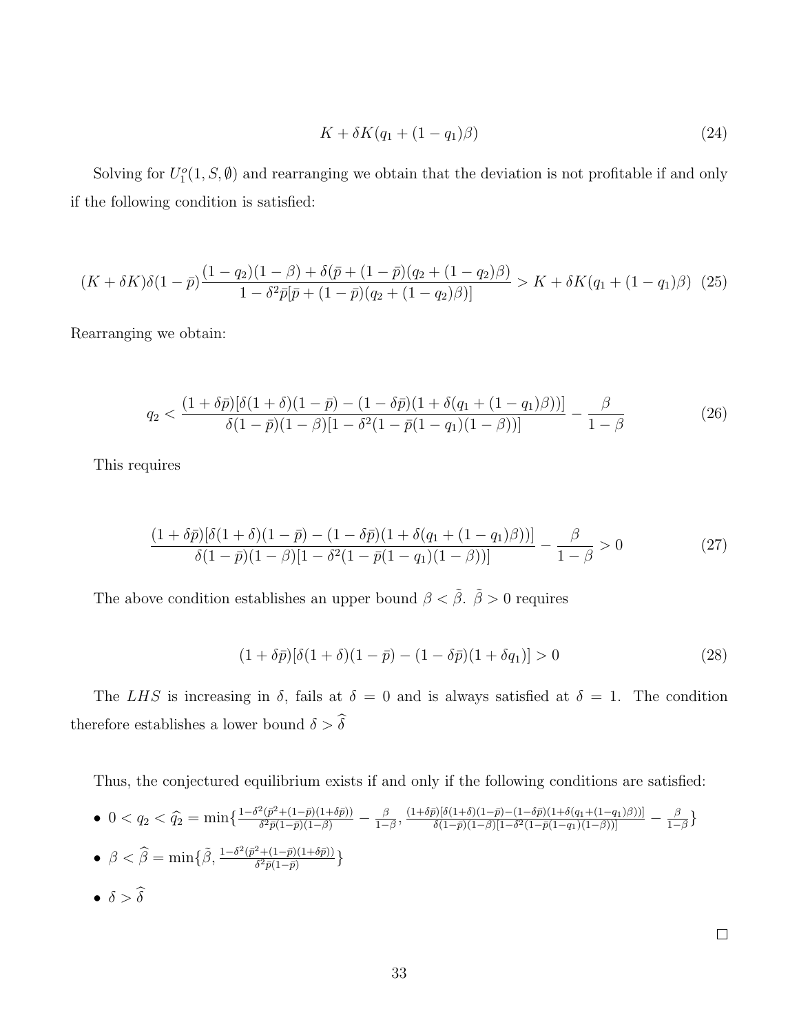$$K + \delta K(q_1 + (1-q_1)\beta) \tag{24}$$

Solving for $U_1^o(1, S, \emptyset)$ and rearranging we obtain that the deviation is not profitable if and only if the following condition is satisfied:

$$(K + \delta K)\delta(1-\bar{p})\frac{(1-q_2)(1-\beta) + \delta(\bar{p} + (1-\bar{p})(q_2 + (1-q_2)\beta)}{1 - \delta^2 \bar{p}[\bar{p} + (1-\bar{p})(q_2 + (1-q_2)\beta)]} > K + \delta K(q_1 + (1-q_1)\beta) \tag{25}$$

Rearranging we obtain:

$$q_2 < \frac{(1+\delta\bar{p})[\delta(1+\delta)(1-\bar{p}) - (1-\delta\bar{p})(1+\delta(q_1 + (1-q_1)\beta))]}{\delta(1-\bar{p})(1-\beta)[1-\delta^2(1-\bar{p}(1-q_1)(1-\beta))]} - \frac{\beta}{1-\beta} \tag{26}$$

This requires

$$\frac{(1+\delta\bar{p})[\delta(1+\delta)(1-\bar{p}) - (1-\delta\bar{p})(1+\delta(q_1 + (1-q_1)\beta))]}{\delta(1-\bar{p})(1-\beta)[1-\delta^2(1-\bar{p}(1-q_1)(1-\beta))]} - \frac{\beta}{1-\beta} > 0 \tag{27}$$

The above condition establishes an upper bound $\beta < \tilde{\beta}$. $\tilde{\beta} > 0$ requires

$$(1+\delta\bar{p})[\delta(1+\delta)(1-\bar{p}) - (1-\delta\bar{p})(1+\delta q_1)] > 0 \tag{28}$$

The $LHS$ is increasing in $\delta$, fails at $\delta = 0$ and is always satisfied at $\delta = 1$. The condition therefore establishes a lower bound $\delta > \widehat{\delta}$

Thus, the conjectured equilibrium exists if and only if the following conditions are satisfied:

- $0 < q_2 < \widehat{q}_2 = \min\{\frac{1-\delta^2(\bar{p}^2 + (1-\bar{p})(1+\delta\bar{p}))}{\delta^2\bar{p}(1-\bar{p})(1-\beta)} - \frac{\beta}{1-\beta}, \frac{(1+\delta\bar{p})[\delta(1+\delta)(1-\bar{p}) - (1-\delta\bar{p})(1+\delta(q_1+(1-q_1)\beta))]}{\delta(1-\bar{p})(1-\beta)[1-\delta^2(1-\bar{p}(1-q_1)(1-\beta))]} - \frac{\beta}{1-\beta}\}$
- $\beta < \widehat{\beta} = \min\{\tilde{\beta}, \frac{1-\delta^2(\bar{p}^2 + (1-\bar{p})(1+\delta\bar{p}))}{\delta^2\bar{p}(1-\bar{p})}\}$
- $\delta > \widehat{\delta}$

□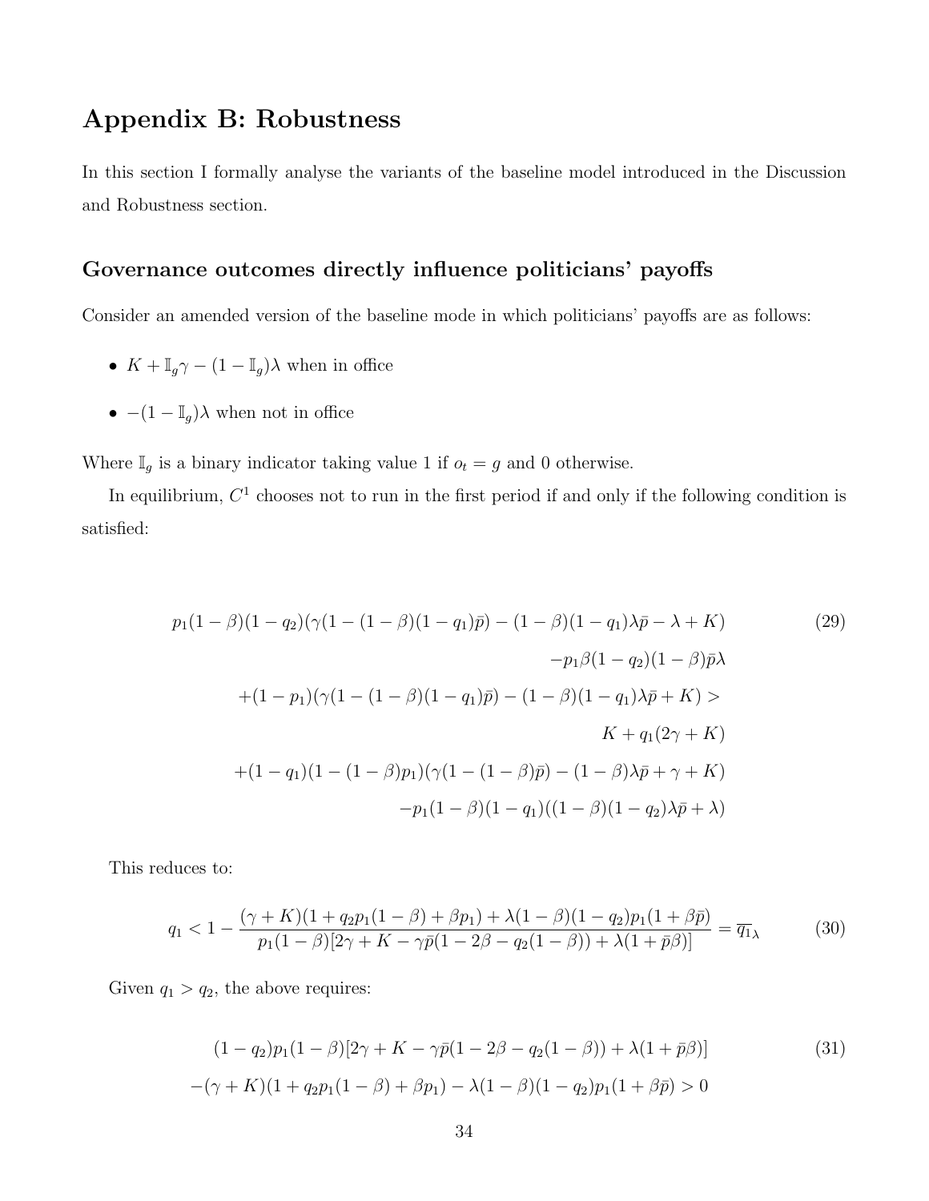# Appendix B: Robustness

In this section I formally analyse the variants of the baseline model introduced in the Discussion and Robustness section.

## Governance outcomes directly influence politicians' payoffs

Consider an amended version of the baseline mode in which politicians' payoffs are as follows:

- $K + \mathbb{I}_g \gamma - (1 - \mathbb{I}_g)\lambda$ when in office
- $-(1 - \mathbb{I}_g)\lambda$ when not in office

Where $\mathbb{I}_g$ is a binary indicator taking value 1 if $o_t = g$ and 0 otherwise.

In equilibrium, $C^1$ chooses not to run in the first period if and only if the following condition is satisfied:

$$
\begin{aligned}
p_1(1-\beta)(1-q_2)(\gamma(1-(1-\beta)(1-q_1)\bar{p}) - (1-\beta)(1-q_1)\lambda\bar{p} - \lambda + K) \\
-p_1\beta(1-q_2)(1-\beta)\bar{p}\lambda \\
+(1-p_1)(\gamma(1-(1-\beta)(1-q_1)\bar{p}) - (1-\beta)(1-q_1)\lambda\bar{p} + K) > \\
K + q_1(2\gamma + K) \\
+(1-q_1)(1-(1-\beta)p_1)(\gamma(1-(1-\beta)\bar{p}) - (1-\beta)\lambda\bar{p} + \gamma + K) \\
-p_1(1-\beta)(1-q_1)((1-\beta)(1-q_2)\lambda\bar{p} + \lambda)
\end{aligned}
\tag{29}
$$

This reduces to:

$$
q_1 < 1 - \frac{(\gamma + K)(1 + q_2 p_1(1-\beta) + \beta p_1) + \lambda(1-\beta)(1-q_2)p_1(1+\beta\bar{p})}{p_1(1-\beta)[2\gamma + K - \gamma\bar{p}(1 - 2\beta - q_2(1-\beta)) + \lambda(1+\bar{p}\beta)]} = \overline{q_1}_\lambda \tag{30}
$$

Given $q_1 > q_2$, the above requires:

$$
\begin{aligned}
(1-q_2)p_1(1-\beta)[2\gamma + K - \gamma\bar{p}(1-2\beta - q_2(1-\beta)) + \lambda(1+\bar{p}\beta)] \\
-(\gamma + K)(1 + q_2 p_1(1-\beta) + \beta p_1) - \lambda(1-\beta)(1-q_2)p_1(1+\beta\bar{p}) > 0
\end{aligned}
\tag{31}
$$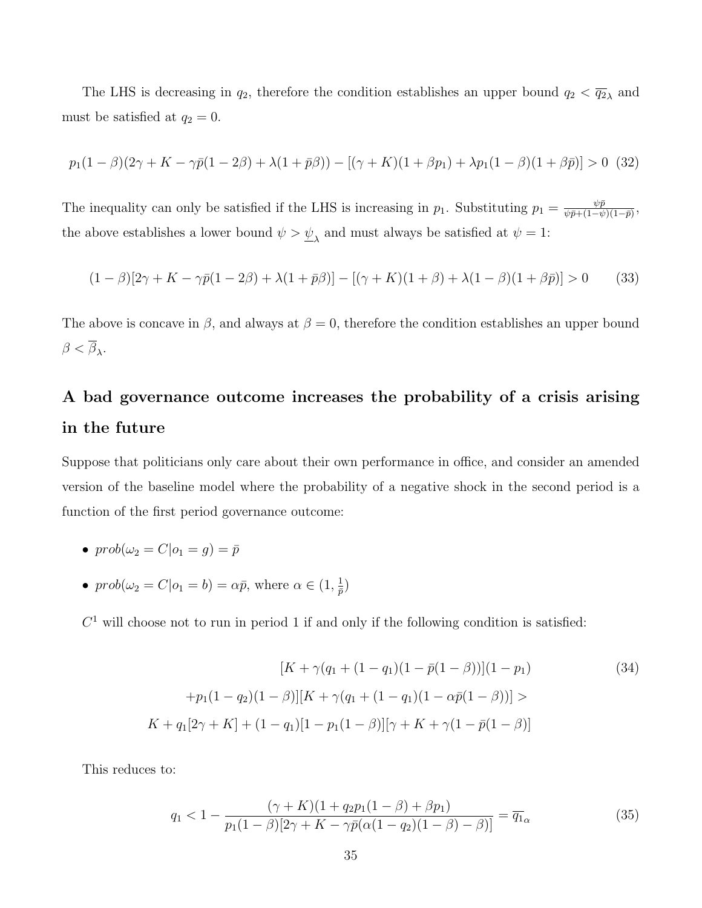The LHS is decreasing in $q_2$, therefore the condition establishes an upper bound $q_2 < \overline{q_2}_\lambda$ and must be satisfied at $q_2 = 0$.

$$p_1(1-\beta)(2\gamma + K - \gamma\bar{p}(1-2\beta) + \lambda(1+\bar{p}\beta)) - [(\gamma + K)(1+\beta p_1) + \lambda p_1(1-\beta)(1+\beta\bar{p})] > 0 \quad (32)$$

The inequality can only be satisfied if the LHS is increasing in $p_1$. Substituting $p_1 = \frac{\psi\bar{p}}{\psi\bar{p}+(1-\psi)(1-\bar{p})}$, the above establishes a lower bound $\psi > \underline{\psi}_\lambda$ and must always be satisfied at $\psi = 1$:

$$(1-\beta)[2\gamma + K - \gamma\bar{p}(1-2\beta) + \lambda(1+\bar{p}\beta)] - [(\gamma + K)(1+\beta) + \lambda(1-\beta)(1+\beta\bar{p})] > 0 \quad (33)$$

The above is concave in $\beta$, and always at $\beta = 0$, therefore the condition establishes an upper bound $\beta < \overline{\beta}_\lambda$.

## A bad governance outcome increases the probability of a crisis arising in the future

Suppose that politicians only care about their own performance in office, and consider an amended version of the baseline model where the probability of a negative shock in the second period is a function of the first period governance outcome:

- $prob(\omega_2 = C | o_1 = g) = \bar{p}$
- $prob(\omega_2 = C | o_1 = b) = \alpha\bar{p}$, where $\alpha \in (1, \frac{1}{\bar{p}})$

$C^1$ will choose not to run in period 1 if and only if the following condition is satisfied:

$$\begin{aligned} &[K + \gamma(q_1 + (1-q_1)(1-\bar{p}(1-\beta))](1-p_1) \\ &+ p_1(1-q_2)(1-\beta)][K + \gamma(q_1 + (1-q_1)(1-\alpha\bar{p}(1-\beta))] > \\ &K + q_1[2\gamma + K] + (1-q_1)[1 - p_1(1-\beta)][\gamma + K + \gamma(1-\bar{p}(1-\beta)] \end{aligned} \quad (34)$$

This reduces to:

$$q_1 < 1 - \frac{(\gamma + K)(1 + q_2 p_1(1-\beta) + \beta p_1)}{p_1(1-\beta)[2\gamma + K - \gamma\bar{p}(\alpha(1-q_2)(1-\beta) - \beta)]} = \overline{q_1}_\alpha \quad (35)$$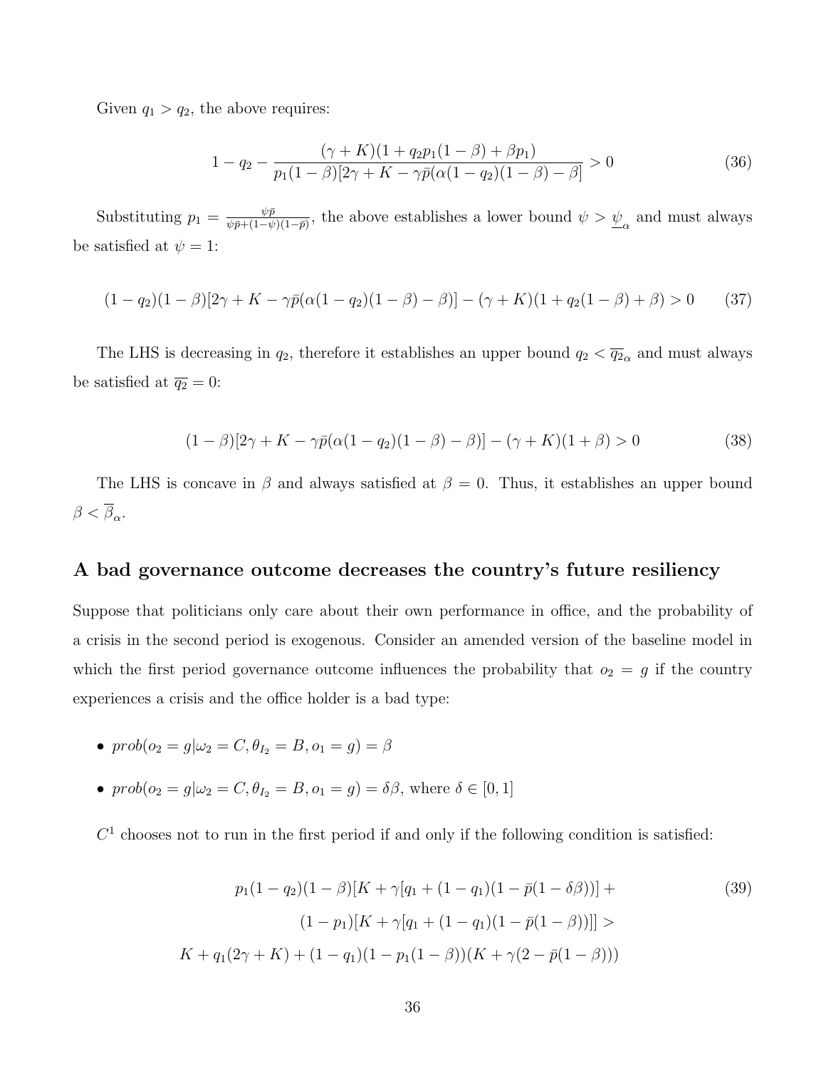Given $q_1 > q_2$, the above requires:

$$1 - q_2 - \frac{(\gamma + K)(1 + q_2 p_1(1-\beta) + \beta p_1)}{p_1(1-\beta)[2\gamma + K - \gamma\bar{p}(\alpha(1-q_2)(1-\beta) - \beta]} > 0 \tag{36}$$

Substituting $p_1 = \frac{\psi\bar{p}}{\psi\bar{p} + (1-\psi)(1-\bar{p})}$, the above establishes a lower bound $\psi > \underline{\psi}_\alpha$ and must always be satisfied at $\psi = 1$:

$$(1-q_2)(1-\beta)[2\gamma + K - \gamma\bar{p}(\alpha(1-q_2)(1-\beta) - \beta)] - (\gamma + K)(1 + q_2(1-\beta) + \beta) > 0 \tag{37}$$

The LHS is decreasing in $q_2$, therefore it establishes an upper bound $q_2 < \overline{q_2}_\alpha$ and must always be satisfied at $\overline{q_2} = 0$:

$$(1-\beta)[2\gamma + K - \gamma\bar{p}(\alpha(1-q_2)(1-\beta) - \beta)] - (\gamma + K)(1 + \beta) > 0 \tag{38}$$

The LHS is concave in $\beta$ and always satisfied at $\beta = 0$. Thus, it establishes an upper bound $\beta < \overline{\beta}_\alpha$.

## A bad governance outcome decreases the country's future resiliency

Suppose that politicians only care about their own performance in office, and the probability of a crisis in the second period is exogenous. Consider an amended version of the baseline model in which the first period governance outcome influences the probability that $o_2 = g$ if the country experiences a crisis and the office holder is a bad type:

- $prob(o_2 = g|\omega_2 = C, \theta_{I_2} = B, o_1 = g) = \beta$
- $prob(o_2 = g|\omega_2 = C, \theta_{I_2} = B, o_1 = g) = \delta\beta$, where $\delta \in [0, 1]$

$C^1$ chooses not to run in the first period if and only if the following condition is satisfied:

$$\begin{aligned}
p_1(1-q_2)(1-\beta)[K + \gamma[q_1 + (1-q_1)(1 - \bar{p}(1-\delta\beta))] + \\
(1-p_1)[K + \gamma[q_1 + (1-q_1)(1 - \bar{p}(1-\beta))]] > \\
K + q_1(2\gamma + K) + (1-q_1)(1 - p_1(1-\beta))(K + \gamma(2 - \bar{p}(1-\beta)))
\end{aligned} \tag{39}$$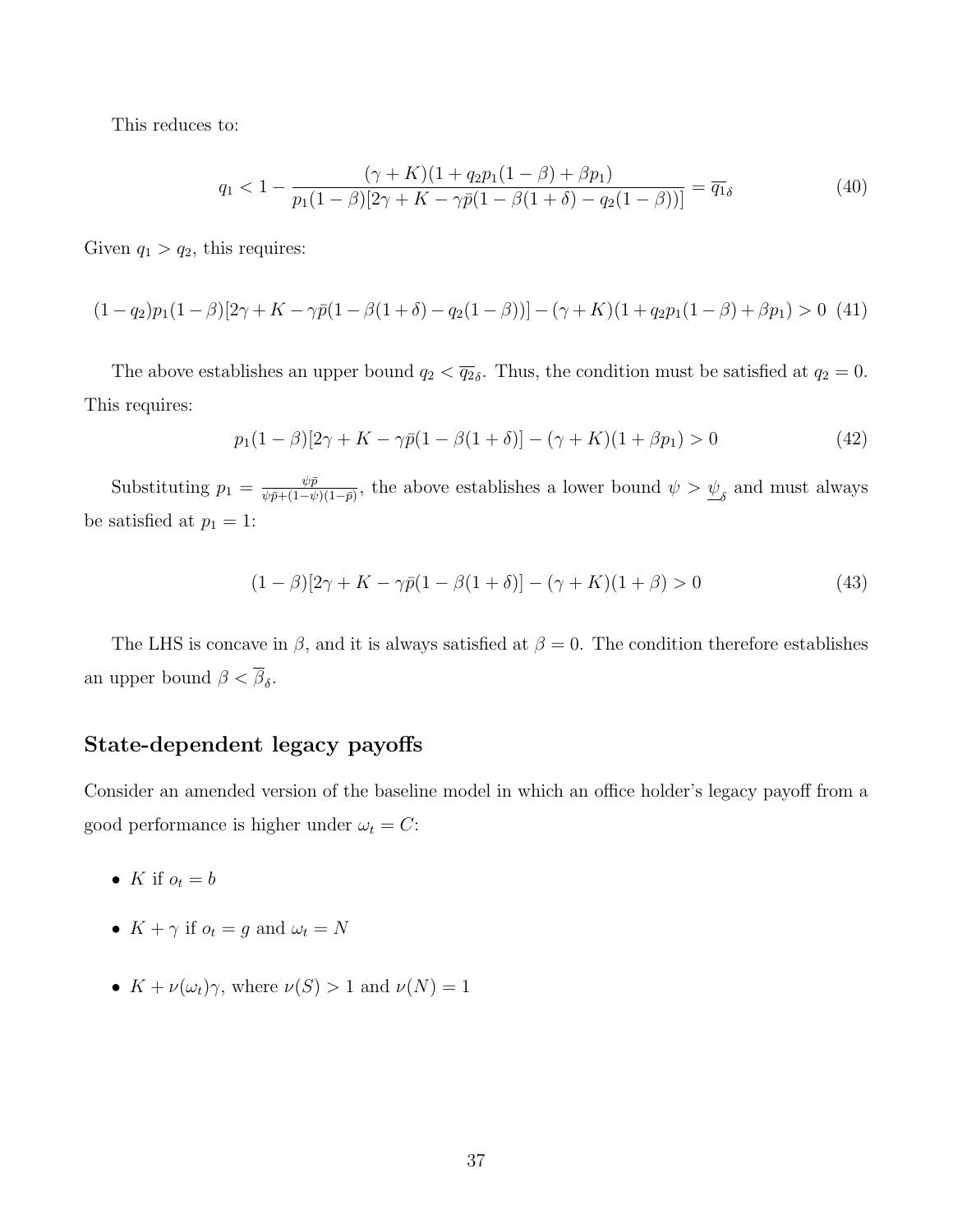This reduces to:

$$q_1 < 1 - \frac{(\gamma + K)(1 + q_2 p_1(1-\beta) + \beta p_1)}{p_1(1-\beta)[2\gamma + K - \gamma\bar{p}(1 - \beta(1+\delta) - q_2(1-\beta))]} = \overline{q_1}_\delta \tag{40}$$

Given $q_1 > q_2$, this requires:

$$(1-q_2)p_1(1-\beta)[2\gamma + K - \gamma\bar{p}(1-\beta(1+\delta) - q_2(1-\beta))] - (\gamma+K)(1 + q_2 p_1(1-\beta) + \beta p_1) > 0 \tag{41}$$

The above establishes an upper bound $q_2 < \overline{q_2}_\delta$. Thus, the condition must be satisfied at $q_2 = 0$. This requires:

$$p_1(1-\beta)[2\gamma + K - \gamma\bar{p}(1-\beta(1+\delta)] - (\gamma+K)(1+\beta p_1) > 0 \tag{42}$$

Substituting $p_1 = \frac{\psi\bar{p}}{\psi\bar{p} + (1-\psi)(1-\bar{p})}$, the above establishes a lower bound $\psi > \underline{\psi}_\delta$ and must always be satisfied at $p_1 = 1$:

$$(1-\beta)[2\gamma + K - \gamma\bar{p}(1-\beta(1+\delta)] - (\gamma+K)(1+\beta) > 0 \tag{43}$$

The LHS is concave in $\beta$, and it is always satisfied at $\beta = 0$. The condition therefore establishes an upper bound $\beta < \overline{\beta}_\delta$.

## State-dependent legacy payoffs

Consider an amended version of the baseline model in which an office holder's legacy payoff from a good performance is higher under $\omega_t = C$:

- $K$ if $o_t = b$
- $K + \gamma$ if $o_t = g$ and $\omega_t = N$
- $K + \nu(\omega_t)\gamma$, where $\nu(S) > 1$ and $\nu(N) = 1$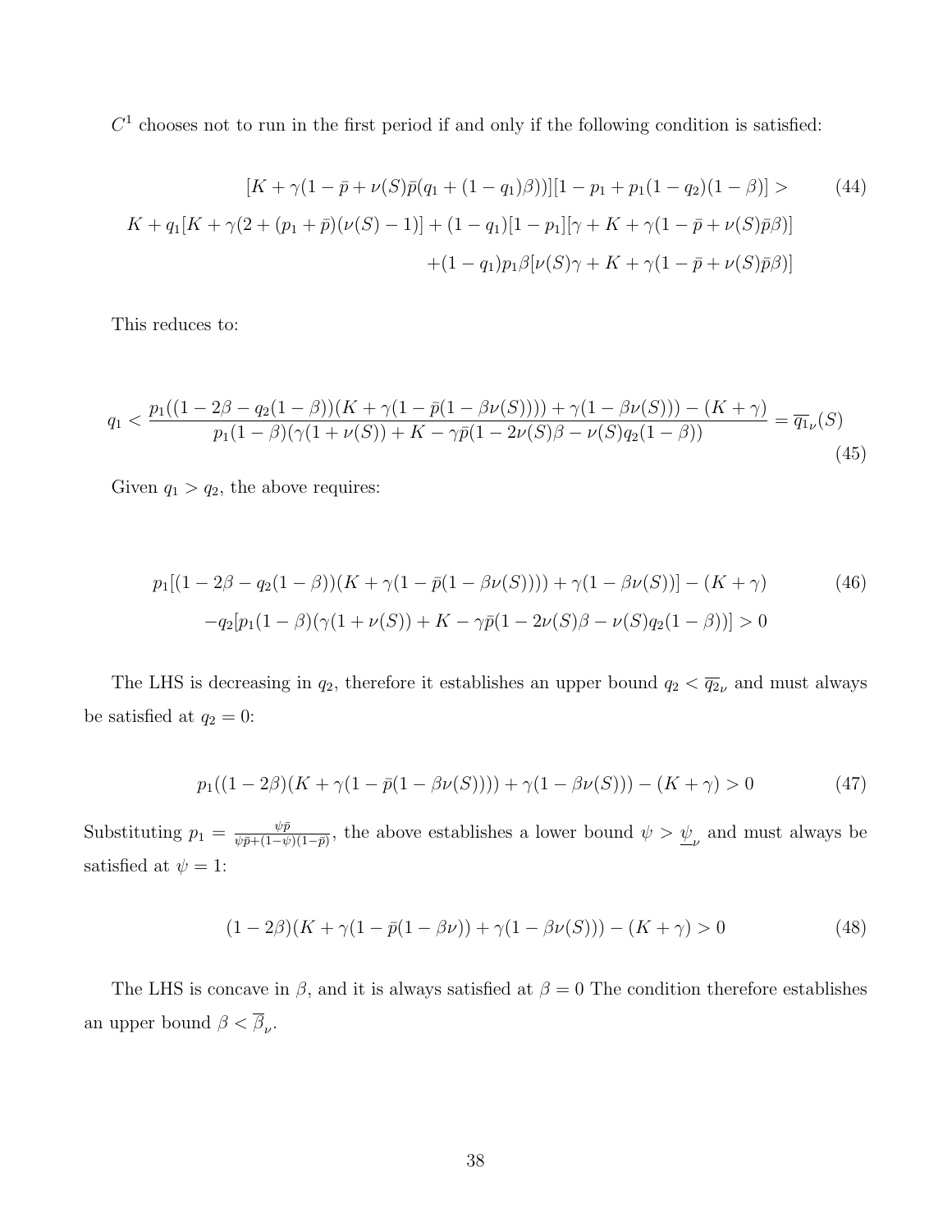$C^1$ chooses not to run in the first period if and only if the following condition is satisfied:

$$
\begin{aligned}
&[K + \gamma(1 - \bar{p} + \nu(S)\bar{p}(q_1 + (1 - q_1)\beta))][1 - p_1 + p_1(1 - q_2)(1 - \beta)] > \\
&K + q_1[K + \gamma(2 + (p_1 + \bar{p})(\nu(S) - 1)] + (1 - q_1)[1 - p_1][\gamma + K + \gamma(1 - \bar{p} + \nu(S)\bar{p}\beta)] \\
&\quad + (1 - q_1)p_1\beta[\nu(S)\gamma + K + \gamma(1 - \bar{p} + \nu(S)\bar{p}\beta)]
\end{aligned}
\tag{44}
$$

This reduces to:

$$
q_1 < \frac{p_1((1 - 2\beta - q_2(1 - \beta))(K + \gamma(1 - \bar{p}(1 - \beta\nu(S)))) + \gamma(1 - \beta\nu(S))) - (K + \gamma)}{p_1(1 - \beta)(\gamma(1 + \nu(S)) + K - \gamma\bar{p}(1 - 2\nu(S)\beta - \nu(S)q_2(1 - \beta))} = \overline{q_1}_\nu(S)
\tag{45}
$$

Given $q_1 > q_2$, the above requires:

$$
\begin{aligned}
&p_1[(1 - 2\beta - q_2(1 - \beta))(K + \gamma(1 - \bar{p}(1 - \beta\nu(S)))) + \gamma(1 - \beta\nu(S))] - (K + \gamma) \\
&\quad - q_2[p_1(1 - \beta)(\gamma(1 + \nu(S)) + K - \gamma\bar{p}(1 - 2\nu(S)\beta - \nu(S)q_2(1 - \beta))] > 0
\end{aligned}
\tag{46}
$$

The LHS is decreasing in $q_2$, therefore it establishes an upper bound $q_2 < \overline{q_2}_\nu$ and must always be satisfied at $q_2 = 0$:

$$
p_1((1 - 2\beta)(K + \gamma(1 - \bar{p}(1 - \beta\nu(S)))) + \gamma(1 - \beta\nu(S))) - (K + \gamma) > 0
\tag{47}
$$

Substituting $p_1 = \frac{\psi\bar{p}}{\psi\bar{p} + (1-\psi)(1-\bar{p})}$, the above establishes a lower bound $\psi > \underline{\psi}_\nu$ and must always be satisfied at $\psi = 1$:

$$
(1 - 2\beta)(K + \gamma(1 - \bar{p}(1 - \beta\nu)) + \gamma(1 - \beta\nu(S))) - (K + \gamma) > 0
\tag{48}
$$

The LHS is concave in $\beta$, and it is always satisfied at $\beta = 0$ The condition therefore establishes an upper bound $\beta < \overline{\beta}_\nu$.